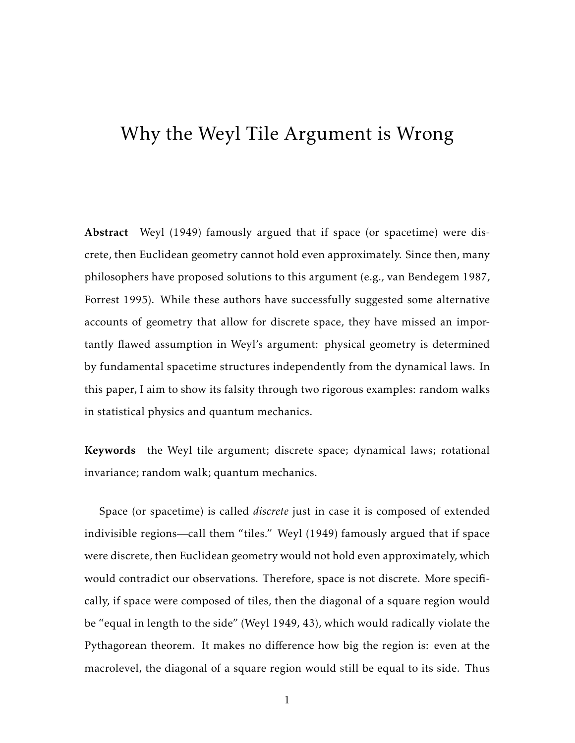# Why the Weyl Tile Argument is Wrong

**Abstract** Weyl (1949) famously argued that if space (or spacetime) were discrete, then Euclidean geometry cannot hold even approximately. Since then, many philosophers have proposed solutions to this argument (e.g., van Bendegem 1987, Forrest 1995). While these authors have successfully suggested some alternative accounts of geometry that allow for discrete space, they have missed an importantly flawed assumption in Weyl's argument: physical geometry is determined by fundamental spacetime structures independently from the dynamical laws. In this paper, I aim to show its falsity through two rigorous examples: random walks in statistical physics and quantum mechanics.

**Keywords** the Weyl tile argument; discrete space; dynamical laws; rotational invariance; random walk; quantum mechanics.

Space (or spacetime) is called *discrete* just in case it is composed of extended indivisible regions—call them "tiles." Weyl (1949) famously argued that if space were discrete, then Euclidean geometry would not hold even approximately, which would contradict our observations. Therefore, space is not discrete. More specifically, if space were composed of tiles, then the diagonal of a square region would be "equal in length to the side" (Weyl 1949, 43), which would radically violate the Pythagorean theorem. It makes no difference how big the region is: even at the macrolevel, the diagonal of a square region would still be equal to its side. Thus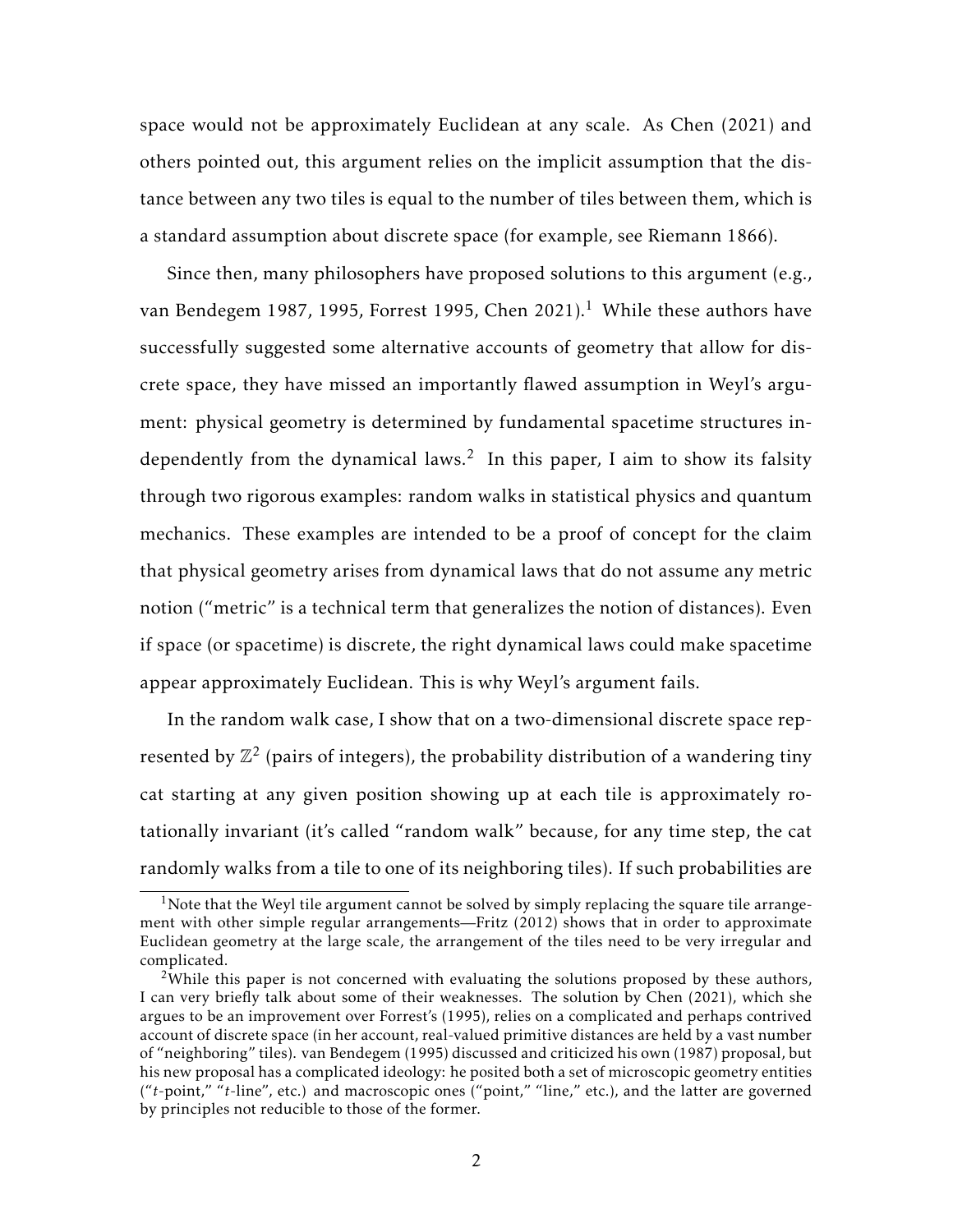space would not be approximately Euclidean at any scale. As Chen (2021) and others pointed out, this argument relies on the implicit assumption that the distance between any two tiles is equal to the number of tiles between them, which is a standard assumption about discrete space (for example, see Riemann 1866).

Since then, many philosophers have proposed solutions to this argument (e.g., van Bendegem 1987, 1995, Forrest 1995, Chen 2021).[1] While these authors have successfully suggested some alternative accounts of geometry that allow for discrete space, they have missed an importantly flawed assumption in Weyl's argument: physical geometry is determined by fundamental spacetime structures independently from the dynamical laws.[2] In this paper, I aim to show its falsity through two rigorous examples: random walks in statistical physics and quantum mechanics. These examples are intended to be a proof of concept for the claim that physical geometry arises from dynamical laws that do not assume any metric notion ("metric" is a technical term that generalizes the notion of distances). Even if space (or spacetime) is discrete, the right dynamical laws could make spacetime appear approximately Euclidean. This is why Weyl's argument fails.

In the random walk case, I show that on a two-dimensional discrete space represented by $\mathbb{Z}^2$ (pairs of integers), the probability distribution of a wandering tiny cat starting at any given position showing up at each tile is approximately rotationally invariant (it's called "random walk" because, for any time step, the cat randomly walks from a tile to one of its neighboring tiles). If such probabilities are

[1] Note that the Weyl tile argument cannot be solved by simply replacing the square tile arrangement with other simple regular arrangements—Fritz (2012) shows that in order to approximate Euclidean geometry at the large scale, the arrangement of the tiles need to be very irregular and complicated.

[2] While this paper is not concerned with evaluating the solutions proposed by these authors, I can very briefly talk about some of their weaknesses. The solution by Chen (2021), which she argues to be an improvement over Forrest's (1995), relies on a complicated and perhaps contrived account of discrete space (in her account, real-valued primitive distances are held by a vast number of "neighboring" tiles). van Bendegem (1995) discussed and criticized his own (1987) proposal, but his new proposal has a complicated ideology: he posited both a set of microscopic geometry entities ("*t*-point," "*t*-line", etc.) and macroscopic ones ("point," "line," etc.), and the latter are governed by principles not reducible to those of the former.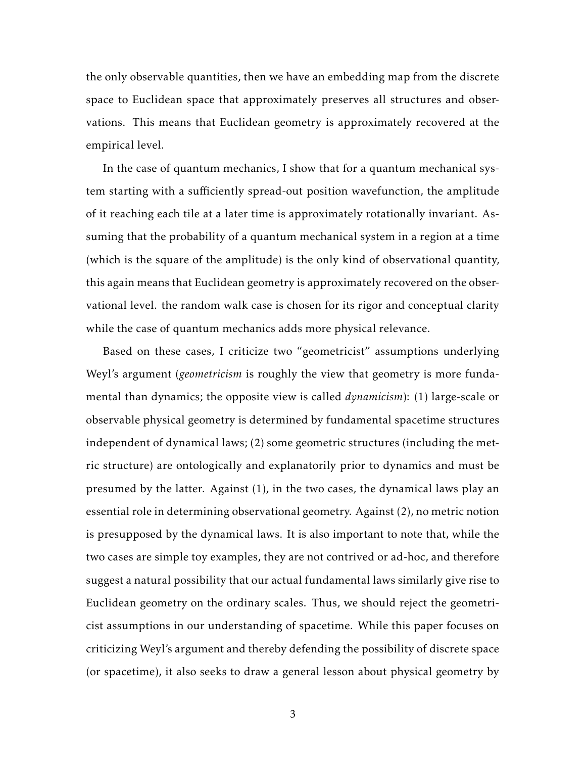the only observable quantities, then we have an embedding map from the discrete space to Euclidean space that approximately preserves all structures and observations. This means that Euclidean geometry is approximately recovered at the empirical level.

In the case of quantum mechanics, I show that for a quantum mechanical system starting with a sufficiently spread-out position wavefunction, the amplitude of it reaching each tile at a later time is approximately rotationally invariant. Assuming that the probability of a quantum mechanical system in a region at a time (which is the square of the amplitude) is the only kind of observational quantity, this again means that Euclidean geometry is approximately recovered on the observational level. the random walk case is chosen for its rigor and conceptual clarity while the case of quantum mechanics adds more physical relevance.

Based on these cases, I criticize two "geometricist" assumptions underlying Weyl's argument (*geometricism* is roughly the view that geometry is more fundamental than dynamics; the opposite view is called *dynamicism*): (1) large-scale or observable physical geometry is determined by fundamental spacetime structures independent of dynamical laws; (2) some geometric structures (including the metric structure) are ontologically and explanatorily prior to dynamics and must be presumed by the latter. Against (1), in the two cases, the dynamical laws play an essential role in determining observational geometry. Against (2), no metric notion is presupposed by the dynamical laws. It is also important to note that, while the two cases are simple toy examples, they are not contrived or ad-hoc, and therefore suggest a natural possibility that our actual fundamental laws similarly give rise to Euclidean geometry on the ordinary scales. Thus, we should reject the geometricist assumptions in our understanding of spacetime. While this paper focuses on criticizing Weyl's argument and thereby defending the possibility of discrete space (or spacetime), it also seeks to draw a general lesson about physical geometry by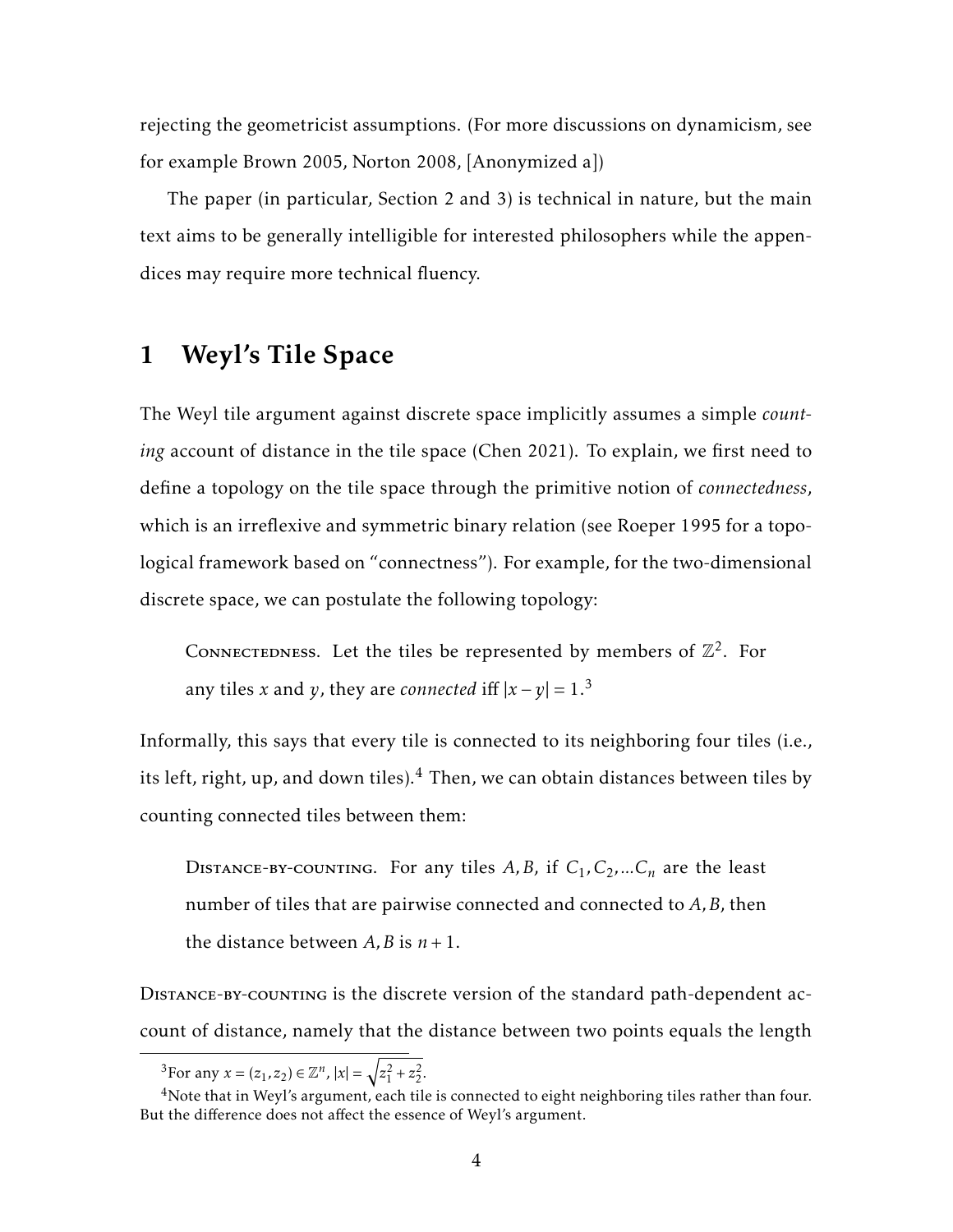rejecting the geometricist assumptions. (For more discussions on dynamicism, see for example Brown 2005, Norton 2008, [Anonymized a])

The paper (in particular, Section 2 and 3) is technical in nature, but the main text aims to be generally intelligible for interested philosophers while the appendices may require more technical fluency.

# 1 Weyl's Tile Space

The Weyl tile argument against discrete space implicitly assumes a simple *counting* account of distance in the tile space (Chen 2021). To explain, we first need to define a topology on the tile space through the primitive notion of *connectedness*, which is an irreflexive and symmetric binary relation (see Roeper 1995 for a topological framework based on "connectness"). For example, for the two-dimensional discrete space, we can postulate the following topology:

> Connectedness. Let the tiles be represented by members of $\mathbb{Z}^2$. For any tiles $x$ and $y$, they are *connected* iff $|x - y| = 1$.[3]

Informally, this says that every tile is connected to its neighboring four tiles (i.e., its left, right, up, and down tiles).[4] Then, we can obtain distances between tiles by counting connected tiles between them:

> Distance-by-counting. For any tiles $A, B$, if $C_1, C_2, ...C_n$ are the least number of tiles that are pairwise connected and connected to $A, B$, then the distance between $A, B$ is $n+1$.

Distance-by-counting is the discrete version of the standard path-dependent account of distance, namely that the distance between two points equals the length

[3] For any $x = (z_1, z_2) \in \mathbb{Z}^n$, $|x| = \sqrt{z_1^2 + z_2^2}$.

[4] Note that in Weyl's argument, each tile is connected to eight neighboring tiles rather than four. But the difference does not affect the essence of Weyl's argument.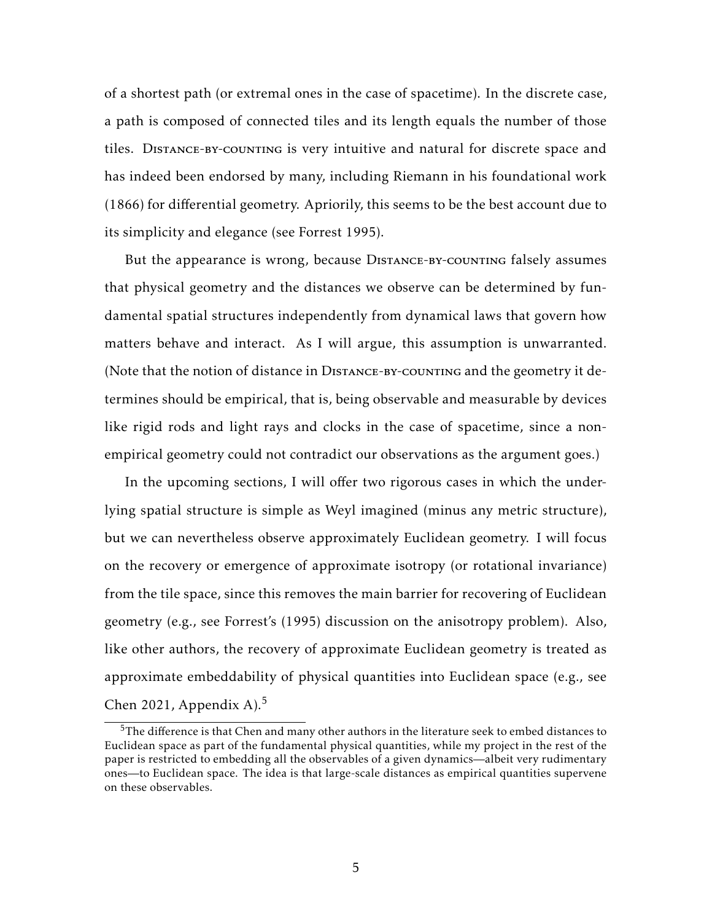of a shortest path (or extremal ones in the case of spacetime). In the discrete case, a path is composed of connected tiles and its length equals the number of those tiles. Distance-by-counting is very intuitive and natural for discrete space and has indeed been endorsed by many, including Riemann in his foundational work (1866) for differential geometry. Apriorily, this seems to be the best account due to its simplicity and elegance (see Forrest 1995).

But the appearance is wrong, because Distance-by-counting falsely assumes that physical geometry and the distances we observe can be determined by fundamental spatial structures independently from dynamical laws that govern how matters behave and interact. As I will argue, this assumption is unwarranted. (Note that the notion of distance in Distance-by-counting and the geometry it determines should be empirical, that is, being observable and measurable by devices like rigid rods and light rays and clocks in the case of spacetime, since a non-empirical geometry could not contradict our observations as the argument goes.)

In the upcoming sections, I will offer two rigorous cases in which the underlying spatial structure is simple as Weyl imagined (minus any metric structure), but we can nevertheless observe approximately Euclidean geometry. I will focus on the recovery or emergence of approximate isotropy (or rotational invariance) from the tile space, since this removes the main barrier for recovering of Euclidean geometry (e.g., see Forrest's (1995) discussion on the anisotropy problem). Also, like other authors, the recovery of approximate Euclidean geometry is treated as approximate embeddability of physical quantities into Euclidean space (e.g., see Chen 2021, Appendix A).[5]

[5] The difference is that Chen and many other authors in the literature seek to embed distances to Euclidean space as part of the fundamental physical quantities, while my project in the rest of the paper is restricted to embedding all the observables of a given dynamics—albeit very rudimentary ones—to Euclidean space. The idea is that large-scale distances as empirical quantities supervene on these observables.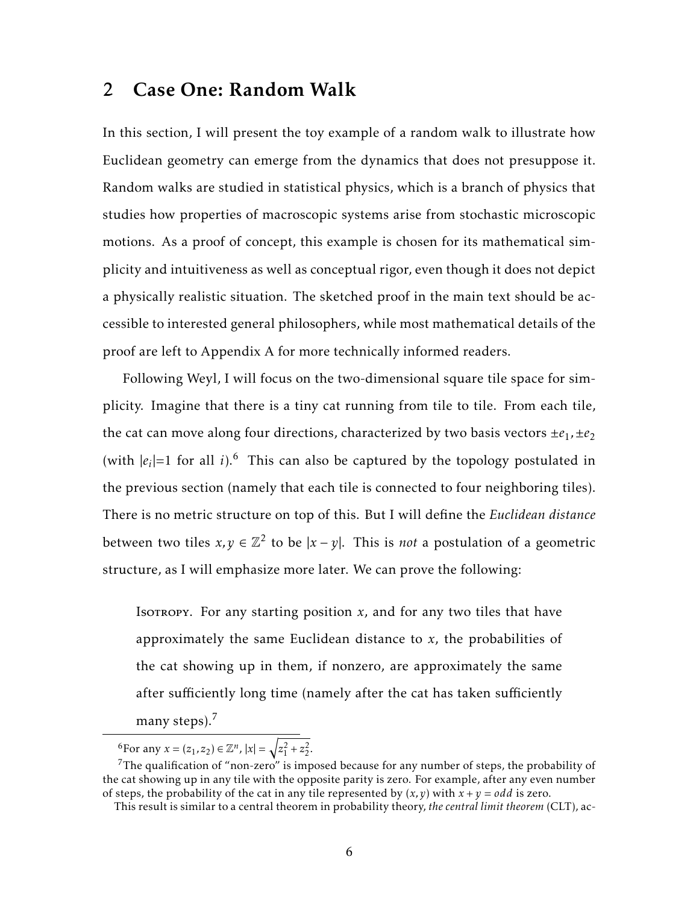## 2 Case One: Random Walk

In this section, I will present the toy example of a random walk to illustrate how Euclidean geometry can emerge from the dynamics that does not presuppose it. Random walks are studied in statistical physics, which is a branch of physics that studies how properties of macroscopic systems arise from stochastic microscopic motions. As a proof of concept, this example is chosen for its mathematical simplicity and intuitiveness as well as conceptual rigor, even though it does not depict a physically realistic situation. The sketched proof in the main text should be accessible to interested general philosophers, while most mathematical details of the proof are left to Appendix A for more technically informed readers.

Following Weyl, I will focus on the two-dimensional square tile space for simplicity. Imagine that there is a tiny cat running from tile to tile. From each tile, the cat can move along four directions, characterized by two basis vectors $\pm e_1, \pm e_2$ (with $|e_i|=1$ for all $i$).[6] This can also be captured by the topology postulated in the previous section (namely that each tile is connected to four neighboring tiles). There is no metric structure on top of this. But I will define the *Euclidean distance* between two tiles $x, y \in \mathbb{Z}^2$ to be $|x-y|$. This is *not* a postulation of a geometric structure, as I will emphasize more later. We can prove the following:

> Isotropy. For any starting position $x$, and for any two tiles that have approximately the same Euclidean distance to $x$, the probabilities of the cat showing up in them, if nonzero, are approximately the same after sufficiently long time (namely after the cat has taken sufficiently many steps).[7]

---

[6] For any $x = (z_1, z_2) \in \mathbb{Z}^n$, $|x| = \sqrt{z_1^2 + z_2^2}$.

[7] The qualification of "non-zero" is imposed because for any number of steps, the probability of the cat showing up in any tile with the opposite parity is zero. For example, after any even number of steps, the probability of the cat in any tile represented by $(x, y)$ with $x + y = odd$ is zero.

This result is similar to a central theorem in probability theory, *the central limit theorem* (CLT), ac-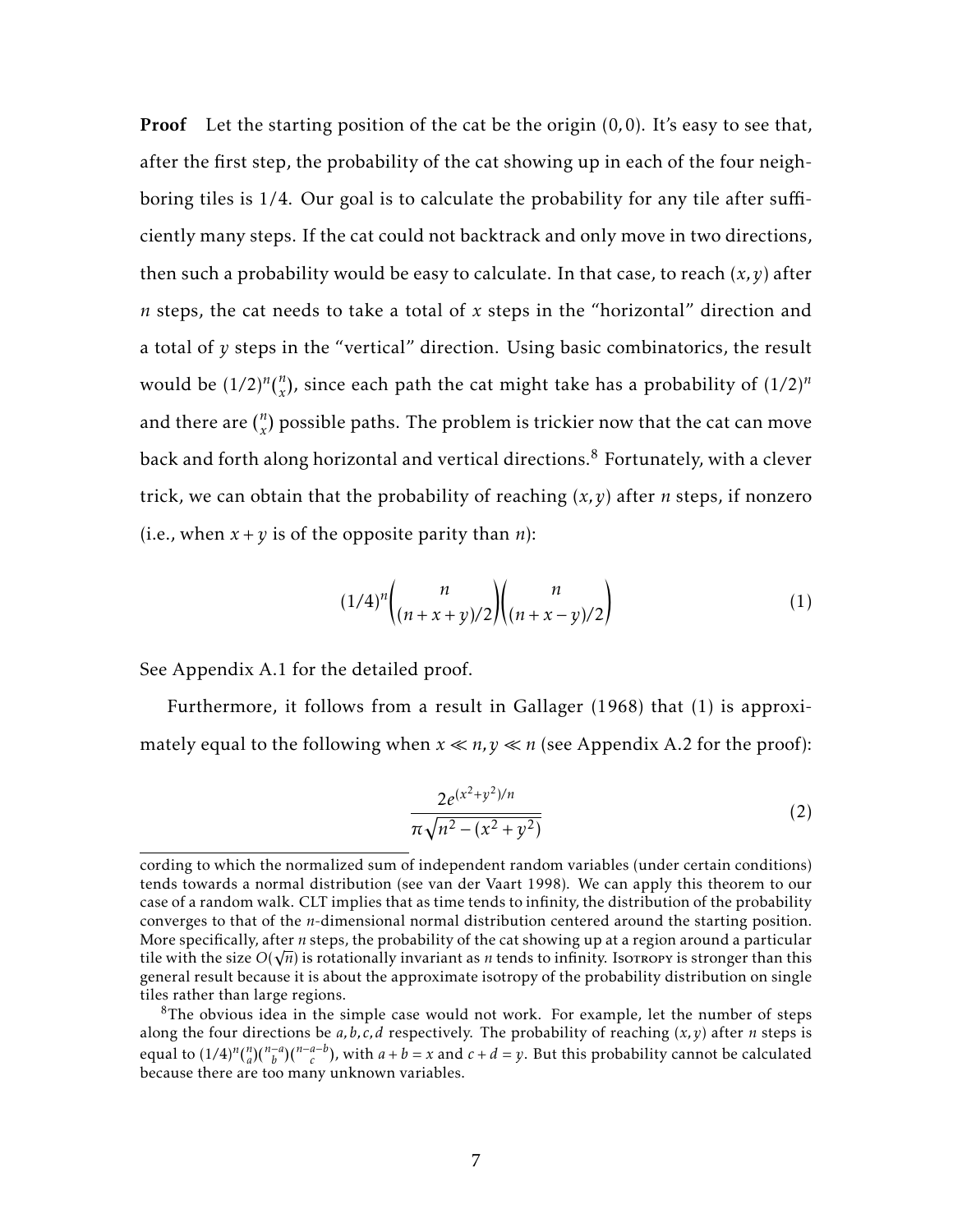**Proof** Let the starting position of the cat be the origin $(0,0)$. It's easy to see that, after the first step, the probability of the cat showing up in each of the four neighboring tiles is $1/4$. Our goal is to calculate the probability for any tile after sufficiently many steps. If the cat could not backtrack and only move in two directions, then such a probability would be easy to calculate. In that case, to reach $(x,y)$ after $n$ steps, the cat needs to take a total of $x$ steps in the "horizontal" direction and a total of $y$ steps in the "vertical" direction. Using basic combinatorics, the result would be $(1/2)^n\binom{n}{x}$, since each path the cat might take has a probability of $(1/2)^n$ and there are $\binom{n}{x}$ possible paths. The problem is trickier now that the cat can move back and forth along horizontal and vertical directions.[8] Fortunately, with a clever trick, we can obtain that the probability of reaching $(x,y)$ after $n$ steps, if nonzero (i.e., when $x+y$ is of the opposite parity than $n$):

$$(1/4)^n\binom{n}{(n+x+y)/2}\binom{n}{(n+x-y)/2} \tag{1}$$

See Appendix A.1 for the detailed proof.

Furthermore, it follows from a result in Gallager (1968) that (1) is approximately equal to the following when $x \ll n, y \ll n$ (see Appendix A.2 for the proof):

$$\frac{2e^{(x^2+y^2)/n}}{\pi\sqrt{n^2-(x^2+y^2)}} \tag{2}$$

---

cording to which the normalized sum of independent random variables (under certain conditions) tends towards a normal distribution (see van der Vaart 1998). We can apply this theorem to our case of a random walk. CLT implies that as time tends to infinity, the distribution of the probability converges to that of the $n$-dimensional normal distribution centered around the starting position. More specifically, after $n$ steps, the probability of the cat showing up at a region around a particular tile with the size $O(\sqrt{n})$ is rotationally invariant as $n$ tends to infinity. Isotropy is stronger than this general result because it is about the approximate isotropy of the probability distribution on single tiles rather than large regions.

[8] The obvious idea in the simple case would not work. For example, let the number of steps along the four directions be $a,b,c,d$ respectively. The probability of reaching $(x,y)$ after $n$ steps is equal to $(1/4)^n\binom{n}{a}\binom{n-a}{b}\binom{n-a-b}{c}$, with $a+b=x$ and $c+d=y$. But this probability cannot be calculated because there are too many unknown variables.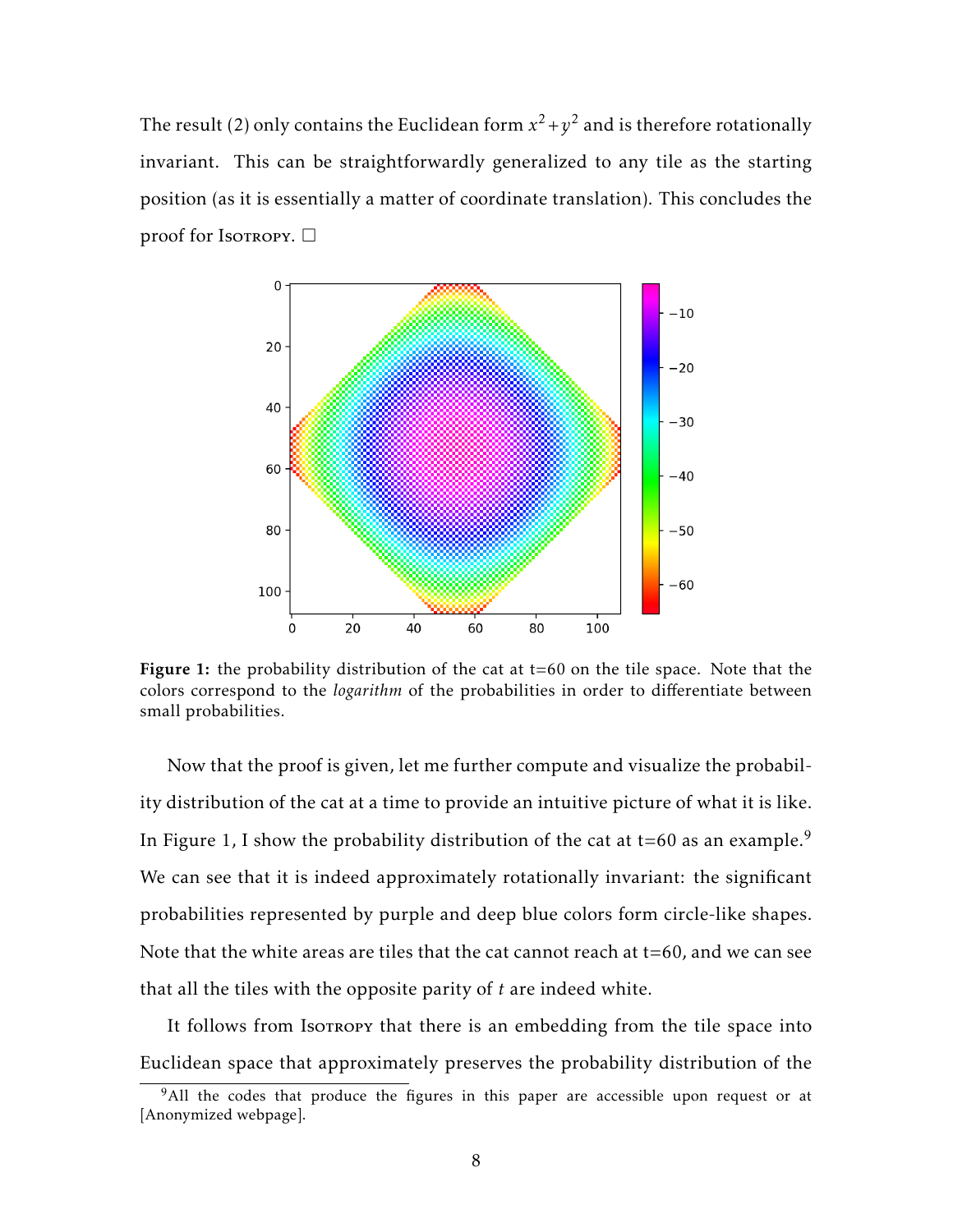The result (2) only contains the Euclidean form $x^2 + y^2$ and is therefore rotationally invariant. This can be straightforwardly generalized to any tile as the starting position (as it is essentially a matter of coordinate translation). This concludes the proof for Isotropy. □

**Figure 1:** the probability distribution of the cat at t=60 on the tile space. Note that the colors correspond to the *logarithm* of the probabilities in order to differentiate between small probabilities.

Now that the proof is given, let me further compute and visualize the probability distribution of the cat at a time to provide an intuitive picture of what it is like. In Figure 1, I show the probability distribution of the cat at t=60 as an example.[9] We can see that it is indeed approximately rotationally invariant: the significant probabilities represented by purple and deep blue colors form circle-like shapes. Note that the white areas are tiles that the cat cannot reach at t=60, and we can see that all the tiles with the opposite parity of $t$ are indeed white.

It follows from Isotropy that there is an embedding from the tile space into Euclidean space that approximately preserves the probability distribution of the

[9] All the codes that produce the figures in this paper are accessible upon request or at [Anonymized webpage].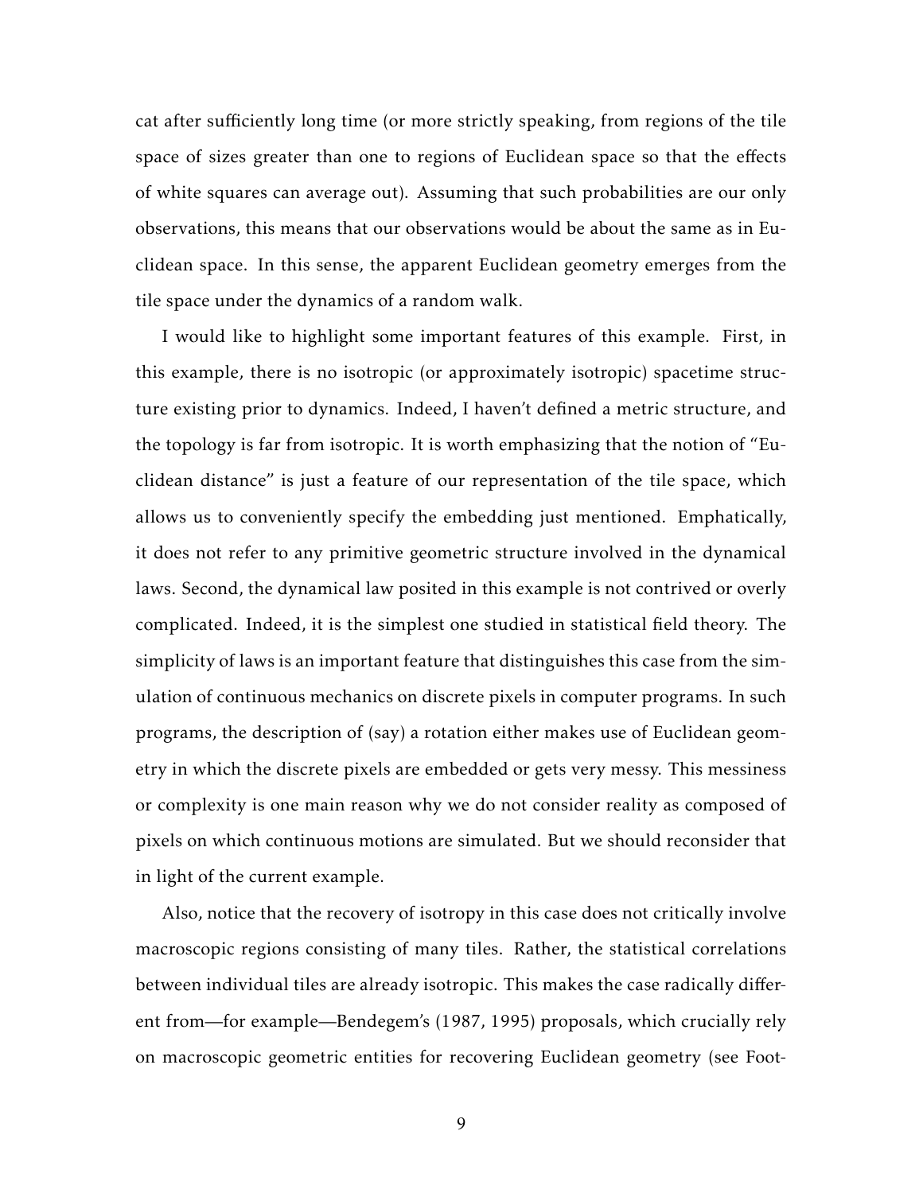cat after sufficiently long time (or more strictly speaking, from regions of the tile space of sizes greater than one to regions of Euclidean space so that the effects of white squares can average out). Assuming that such probabilities are our only observations, this means that our observations would be about the same as in Euclidean space. In this sense, the apparent Euclidean geometry emerges from the tile space under the dynamics of a random walk.

I would like to highlight some important features of this example. First, in this example, there is no isotropic (or approximately isotropic) spacetime structure existing prior to dynamics. Indeed, I haven't defined a metric structure, and the topology is far from isotropic. It is worth emphasizing that the notion of "Euclidean distance" is just a feature of our representation of the tile space, which allows us to conveniently specify the embedding just mentioned. Emphatically, it does not refer to any primitive geometric structure involved in the dynamical laws. Second, the dynamical law posited in this example is not contrived or overly complicated. Indeed, it is the simplest one studied in statistical field theory. The simplicity of laws is an important feature that distinguishes this case from the simulation of continuous mechanics on discrete pixels in computer programs. In such programs, the description of (say) a rotation either makes use of Euclidean geometry in which the discrete pixels are embedded or gets very messy. This messiness or complexity is one main reason why we do not consider reality as composed of pixels on which continuous motions are simulated. But we should reconsider that in light of the current example.

Also, notice that the recovery of isotropy in this case does not critically involve macroscopic regions consisting of many tiles. Rather, the statistical correlations between individual tiles are already isotropic. This makes the case radically different from—for example—Bendegem's (1987, 1995) proposals, which crucially rely on macroscopic geometric entities for recovering Euclidean geometry (see Foot-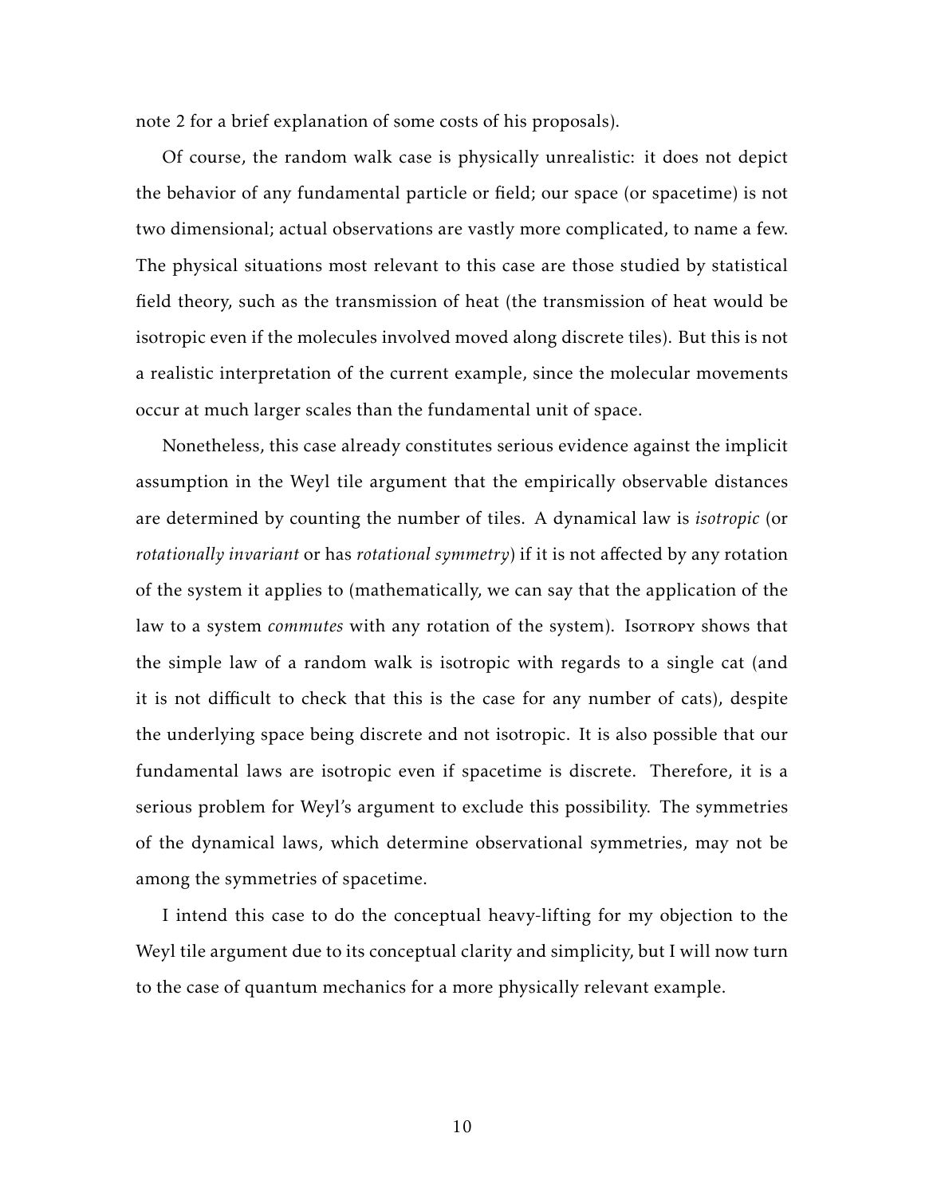note 2 for a brief explanation of some costs of his proposals).

Of course, the random walk case is physically unrealistic: it does not depict the behavior of any fundamental particle or field; our space (or spacetime) is not two dimensional; actual observations are vastly more complicated, to name a few. The physical situations most relevant to this case are those studied by statistical field theory, such as the transmission of heat (the transmission of heat would be isotropic even if the molecules involved moved along discrete tiles). But this is not a realistic interpretation of the current example, since the molecular movements occur at much larger scales than the fundamental unit of space.

Nonetheless, this case already constitutes serious evidence against the implicit assumption in the Weyl tile argument that the empirically observable distances are determined by counting the number of tiles. A dynamical law is *isotropic* (or *rotationally invariant* or has *rotational symmetry*) if it is not affected by any rotation of the system it applies to (mathematically, we can say that the application of the law to a system *commutes* with any rotation of the system). Isotropy shows that the simple law of a random walk is isotropic with regards to a single cat (and it is not difficult to check that this is the case for any number of cats), despite the underlying space being discrete and not isotropic. It is also possible that our fundamental laws are isotropic even if spacetime is discrete. Therefore, it is a serious problem for Weyl's argument to exclude this possibility. The symmetries of the dynamical laws, which determine observational symmetries, may not be among the symmetries of spacetime.

I intend this case to do the conceptual heavy-lifting for my objection to the Weyl tile argument due to its conceptual clarity and simplicity, but I will now turn to the case of quantum mechanics for a more physically relevant example.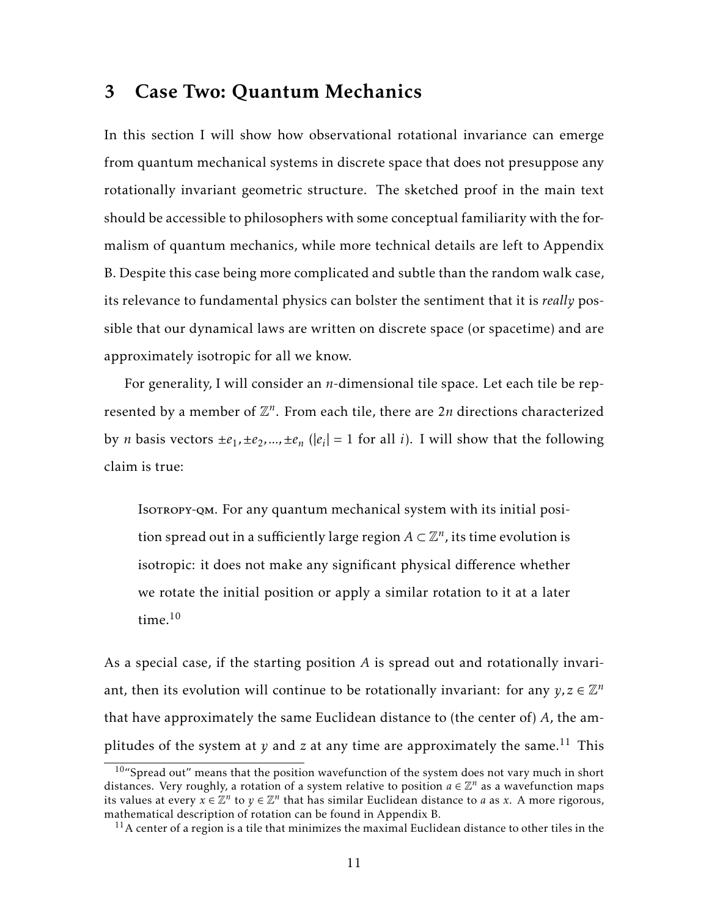## 3 Case Two: Quantum Mechanics

In this section I will show how observational rotational invariance can emerge from quantum mechanical systems in discrete space that does not presuppose any rotationally invariant geometric structure. The sketched proof in the main text should be accessible to philosophers with some conceptual familiarity with the formalism of quantum mechanics, while more technical details are left to Appendix B. Despite this case being more complicated and subtle than the random walk case, its relevance to fundamental physics can bolster the sentiment that it is *really* possible that our dynamical laws are written on discrete space (or spacetime) and are approximately isotropic for all we know.

For generality, I will consider an $n$-dimensional tile space. Let each tile be represented by a member of $\mathbb{Z}^n$. From each tile, there are $2n$ directions characterized by $n$ basis vectors $\pm e_1, \pm e_2, ..., \pm e_n$ ($|e_i| = 1$ for all $i$). I will show that the following claim is true:

> Isotropy-qm. For any quantum mechanical system with its initial position spread out in a sufficiently large region $A \subset \mathbb{Z}^n$, its time evolution is isotropic: it does not make any significant physical difference whether we rotate the initial position or apply a similar rotation to it at a later time.[10]

As a special case, if the starting position $A$ is spread out and rotationally invariant, then its evolution will continue to be rotationally invariant: for any $y, z \in \mathbb{Z}^n$ that have approximately the same Euclidean distance to (the center of) $A$, the amplitudes of the system at $y$ and $z$ at any time are approximately the same.[11] This

[10] "Spread out" means that the position wavefunction of the system does not vary much in short distances. Very roughly, a rotation of a system relative to position $a \in \mathbb{Z}^n$ as a wavefunction maps its values at every $x \in \mathbb{Z}^n$ to $y \in \mathbb{Z}^n$ that has similar Euclidean distance to $a$ as $x$. A more rigorous, mathematical description of rotation can be found in Appendix B.

[11] A center of a region is a tile that minimizes the maximal Euclidean distance to other tiles in the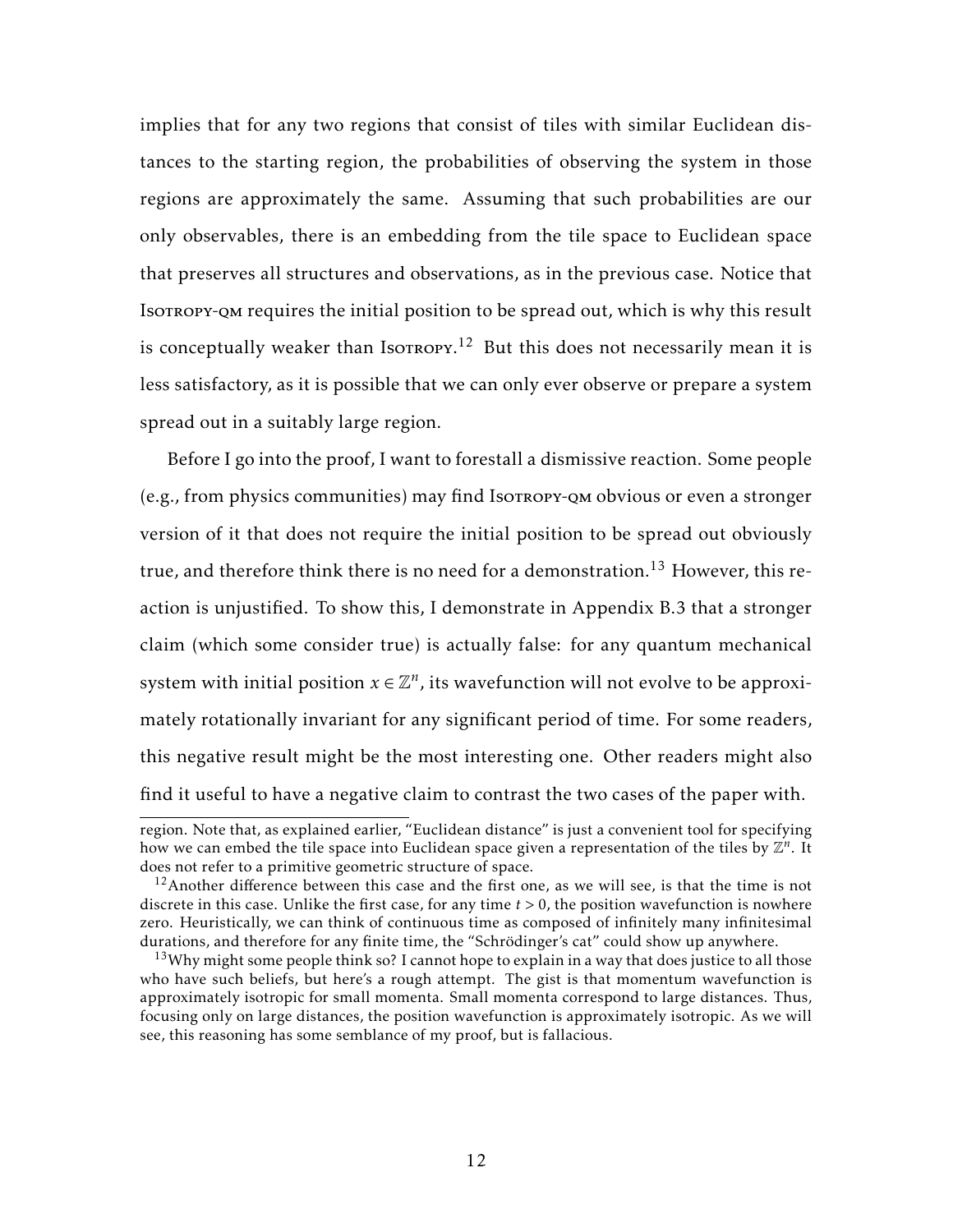implies that for any two regions that consist of tiles with similar Euclidean distances to the starting region, the probabilities of observing the system in those regions are approximately the same. Assuming that such probabilities are our only observables, there is an embedding from the tile space to Euclidean space that preserves all structures and observations, as in the previous case. Notice that Isotropy-qm requires the initial position to be spread out, which is why this result is conceptually weaker than Isotropy.[12] But this does not necessarily mean it is less satisfactory, as it is possible that we can only ever observe or prepare a system spread out in a suitably large region.

Before I go into the proof, I want to forestall a dismissive reaction. Some people (e.g., from physics communities) may find Isotropy-qm obvious or even a stronger version of it that does not require the initial position to be spread out obviously true, and therefore think there is no need for a demonstration.[13] However, this reaction is unjustified. To show this, I demonstrate in Appendix B.3 that a stronger claim (which some consider true) is actually false: for any quantum mechanical system with initial position $x \in \mathbb{Z}^n$, its wavefunction will not evolve to be approximately rotationally invariant for any significant period of time. For some readers, this negative result might be the most interesting one. Other readers might also find it useful to have a negative claim to contrast the two cases of the paper with.

---

region. Note that, as explained earlier, "Euclidean distance" is just a convenient tool for specifying how we can embed the tile space into Euclidean space given a representation of the tiles by $\mathbb{Z}^n$. It does not refer to a primitive geometric structure of space.

[12] Another difference between this case and the first one, as we will see, is that the time is not discrete in this case. Unlike the first case, for any time $t > 0$, the position wavefunction is nowhere zero. Heuristically, we can think of continuous time as composed of infinitely many infinitesimal durations, and therefore for any finite time, the "Schrödinger's cat" could show up anywhere.

[13] Why might some people think so? I cannot hope to explain in a way that does justice to all those who have such beliefs, but here's a rough attempt. The gist is that momentum wavefunction is approximately isotropic for small momenta. Small momenta correspond to large distances. Thus, focusing only on large distances, the position wavefunction is approximately isotropic. As we will see, this reasoning has some semblance of my proof, but is fallacious.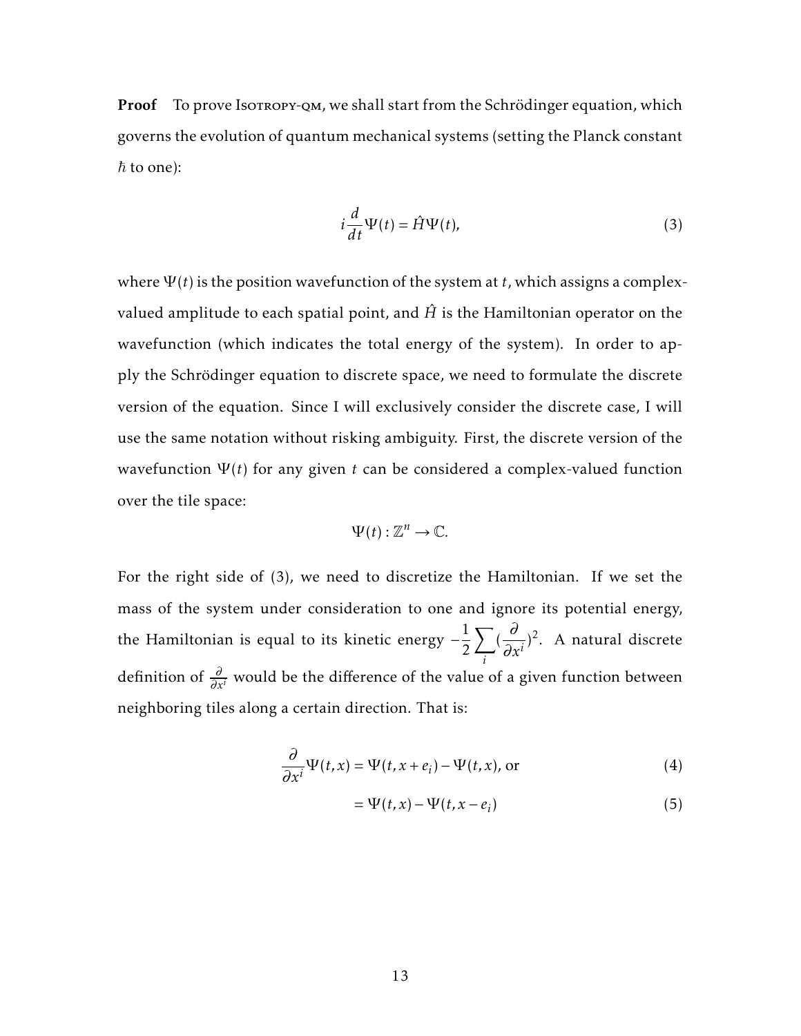**Proof** To prove Isotropy-qm, we shall start from the Schrödinger equation, which governs the evolution of quantum mechanical systems (setting the Planck constant $\hbar$ to one):

$$i\frac{d}{dt}\Psi(t) = \hat{H}\Psi(t), \tag{3}$$

where $\Psi(t)$ is the position wavefunction of the system at $t$, which assigns a complex-valued amplitude to each spatial point, and $\hat{H}$ is the Hamiltonian operator on the wavefunction (which indicates the total energy of the system). In order to apply the Schrödinger equation to discrete space, we need to formulate the discrete version of the equation. Since I will exclusively consider the discrete case, I will use the same notation without risking ambiguity. First, the discrete version of the wavefunction $\Psi(t)$ for any given $t$ can be considered a complex-valued function over the tile space:

$$\Psi(t) : \mathbb{Z}^n \to \mathbb{C}.$$

For the right side of (3), we need to discretize the Hamiltonian. If we set the mass of the system under consideration to one and ignore its potential energy, the Hamiltonian is equal to its kinetic energy $-\frac{1}{2}\sum_i (\frac{\partial}{\partial x^i})^2$. A natural discrete definition of $\frac{\partial}{\partial x^i}$ would be the difference of the value of a given function between neighboring tiles along a certain direction. That is:

$$\frac{\partial}{\partial x^i}\Psi(t,x) = \Psi(t, x + e_i) - \Psi(t,x), \text{ or} \tag{4}$$

$$= \Psi(t,x) - \Psi(t, x - e_i) \tag{5}$$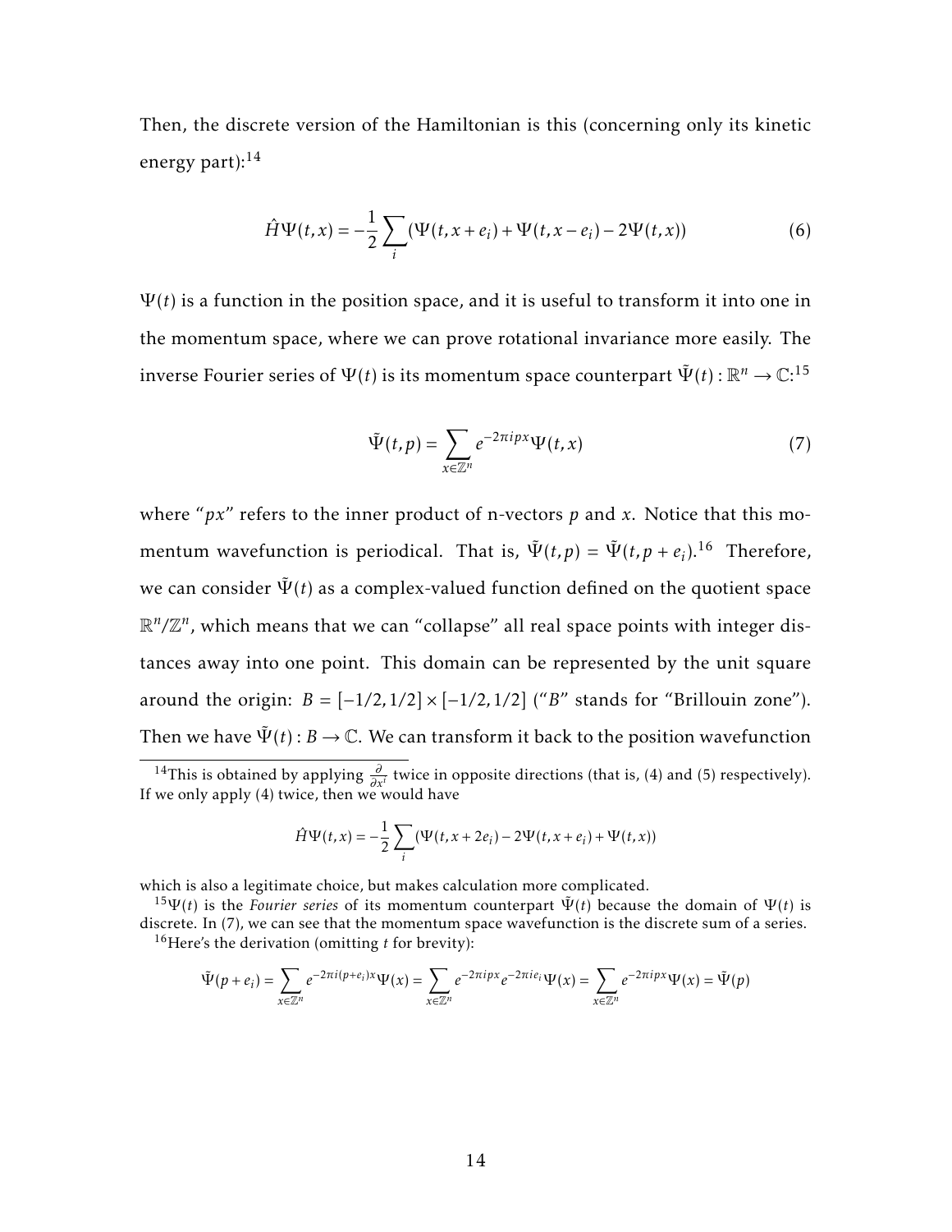Then, the discrete version of the Hamiltonian is this (concerning only its kinetic energy part):[14]

$$\hat{H}\Psi(t,x) = -\frac{1}{2}\sum_{i}(\Psi(t,x+e_i) + \Psi(t,x-e_i) - 2\Psi(t,x)) \tag{6}$$

$\Psi(t)$ is a function in the position space, and it is useful to transform it into one in the momentum space, where we can prove rotational invariance more easily. The inverse Fourier series of $\Psi(t)$ is its momentum space counterpart $\tilde{\Psi}(t): \mathbb{R}^n \to \mathbb{C}$:[15]

$$\tilde{\Psi}(t,p) = \sum_{x\in\mathbb{Z}^n} e^{-2\pi i p x}\Psi(t,x) \tag{7}$$

where "$px$" refers to the inner product of n-vectors $p$ and $x$. Notice that this momentum wavefunction is periodical. That is, $\tilde{\Psi}(t,p) = \tilde{\Psi}(t,p+e_i)$.[16] Therefore, we can consider $\tilde{\Psi}(t)$ as a complex-valued function defined on the quotient space $\mathbb{R}^n/\mathbb{Z}^n$, which means that we can "collapse" all real space points with integer distances away into one point. This domain can be represented by the unit square around the origin: $B = [-1/2, 1/2] \times [-1/2, 1/2]$ ("$B$" stands for "Brillouin zone"). Then we have $\tilde{\Psi}(t): B \to \mathbb{C}$. We can transform it back to the position wavefunction

---

[14] This is obtained by applying $\frac{\partial}{\partial x^i}$ twice in opposite directions (that is, (4) and (5) respectively). If we only apply (4) twice, then we would have

$$\hat{H}\Psi(t,x) = -\frac{1}{2}\sum_{i}(\Psi(t,x+2e_i) - 2\Psi(t,x+e_i) + \Psi(t,x))$$

which is also a legitimate choice, but makes calculation more complicated.

[15] $\Psi(t)$ is the *Fourier series* of its momentum counterpart $\tilde{\Psi}(t)$ because the domain of $\Psi(t)$ is discrete. In (7), we can see that the momentum space wavefunction is the discrete sum of a series.

[16] Here's the derivation (omitting $t$ for brevity):

$$\tilde{\Psi}(p+e_i) = \sum_{x\in\mathbb{Z}^n} e^{-2\pi i(p+e_i)x}\Psi(x) = \sum_{x\in\mathbb{Z}^n} e^{-2\pi i p x}e^{-2\pi i e_i}\Psi(x) = \sum_{x\in\mathbb{Z}^n} e^{-2\pi i p x}\Psi(x) = \tilde{\Psi}(p)$$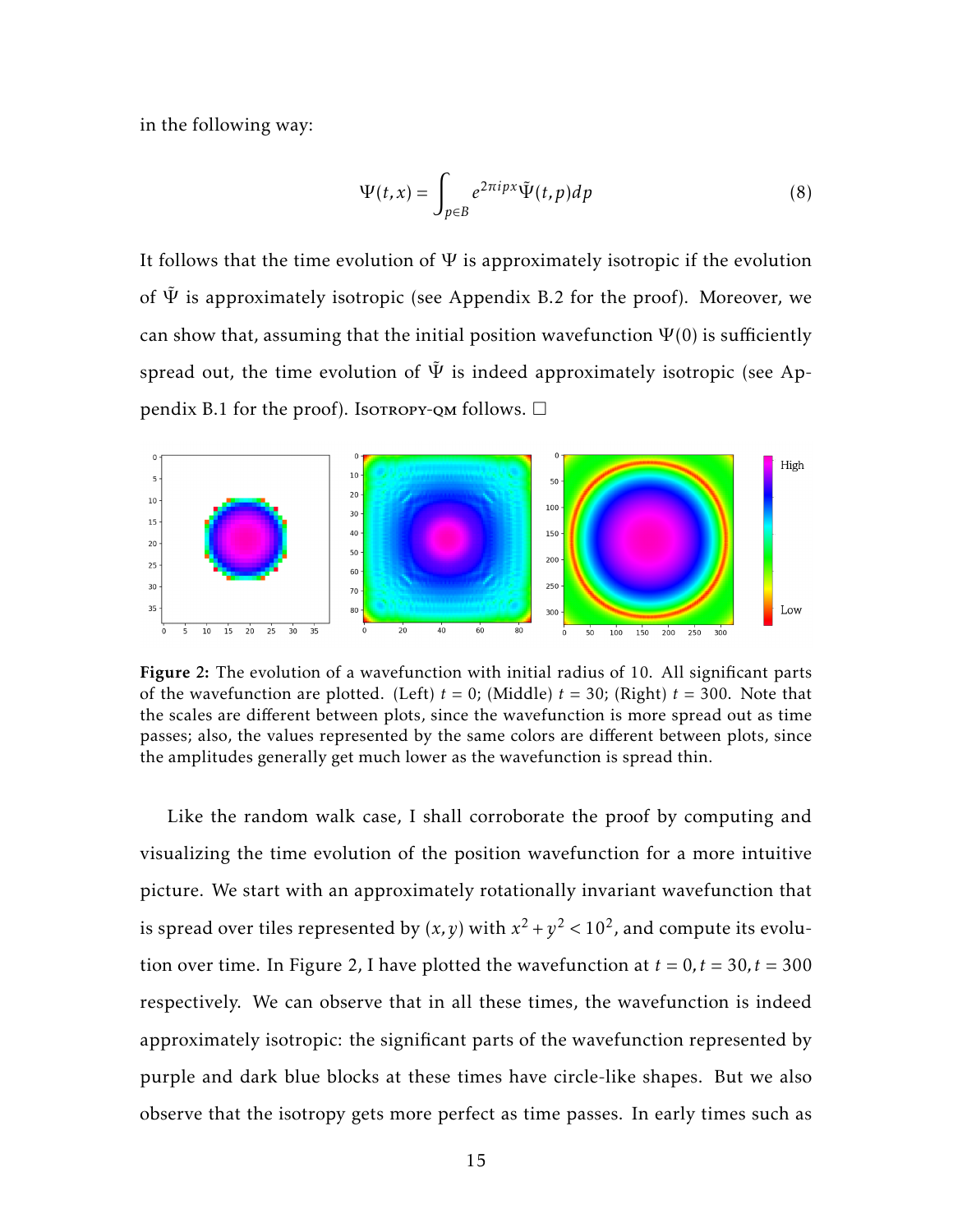in the following way:

$$
\Psi(t,x) = \int_{p \in B} e^{2\pi i p x} \tilde{\Psi}(t,p) dp \tag{8}
$$

It follows that the time evolution of $\Psi$ is approximately isotropic if the evolution of $\tilde{\Psi}$ is approximately isotropic (see Appendix B.2 for the proof). Moreover, we can show that, assuming that the initial position wavefunction $\Psi(0)$ is sufficiently spread out, the time evolution of $\tilde{\Psi}$ is indeed approximately isotropic (see Appendix B.1 for the proof). Isotropy-qm follows. □

**Figure 2:** The evolution of a wavefunction with initial radius of 10. All significant parts of the wavefunction are plotted. (Left) $t = 0$; (Middle) $t = 30$; (Right) $t = 300$. Note that the scales are different between plots, since the wavefunction is more spread out as time passes; also, the values represented by the same colors are different between plots, since the amplitudes generally get much lower as the wavefunction is spread thin.

Like the random walk case, I shall corroborate the proof by computing and visualizing the time evolution of the position wavefunction for a more intuitive picture. We start with an approximately rotationally invariant wavefunction that is spread over tiles represented by $(x, y)$ with $x^2 + y^2 < 10^2$, and compute its evolution over time. In Figure 2, I have plotted the wavefunction at $t = 0, t = 30, t = 300$ respectively. We can observe that in all these times, the wavefunction is indeed approximately isotropic: the significant parts of the wavefunction represented by purple and dark blue blocks at these times have circle-like shapes. But we also observe that the isotropy gets more perfect as time passes. In early times such as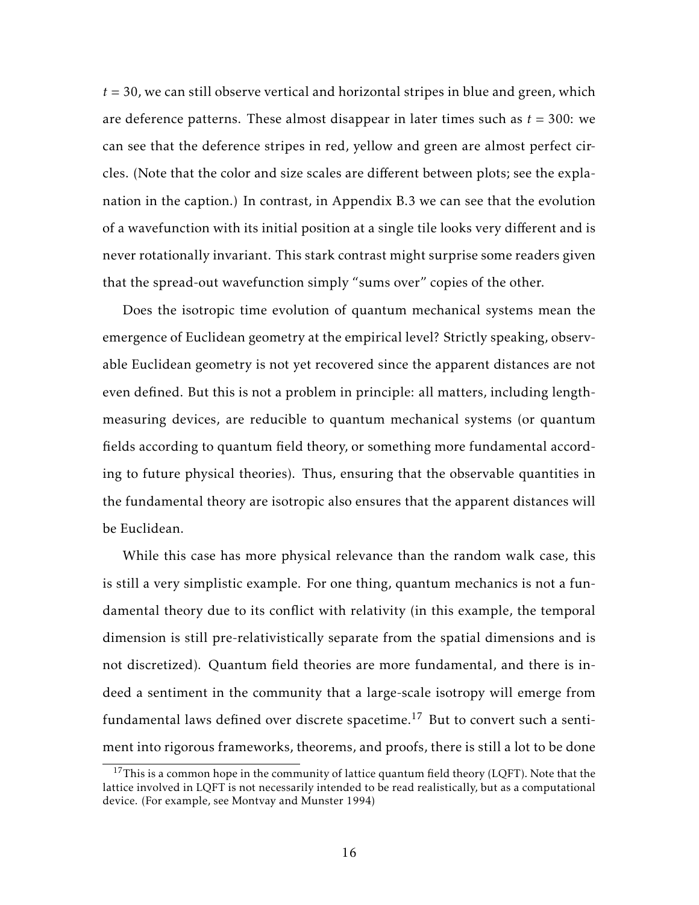$t = 30$, we can still observe vertical and horizontal stripes in blue and green, which are deference patterns. These almost disappear in later times such as $t = 300$: we can see that the deference stripes in red, yellow and green are almost perfect circles. (Note that the color and size scales are different between plots; see the explanation in the caption.) In contrast, in Appendix B.3 we can see that the evolution of a wavefunction with its initial position at a single tile looks very different and is never rotationally invariant. This stark contrast might surprise some readers given that the spread-out wavefunction simply "sums over" copies of the other.

Does the isotropic time evolution of quantum mechanical systems mean the emergence of Euclidean geometry at the empirical level? Strictly speaking, observable Euclidean geometry is not yet recovered since the apparent distances are not even defined. But this is not a problem in principle: all matters, including length-measuring devices, are reducible to quantum mechanical systems (or quantum fields according to quantum field theory, or something more fundamental according to future physical theories). Thus, ensuring that the observable quantities in the fundamental theory are isotropic also ensures that the apparent distances will be Euclidean.

While this case has more physical relevance than the random walk case, this is still a very simplistic example. For one thing, quantum mechanics is not a fundamental theory due to its conflict with relativity (in this example, the temporal dimension is still pre-relativistically separate from the spatial dimensions and is not discretized). Quantum field theories are more fundamental, and there is indeed a sentiment in the community that a large-scale isotropy will emerge from fundamental laws defined over discrete spacetime.[17] But to convert such a sentiment into rigorous frameworks, theorems, and proofs, there is still a lot to be done

[17] This is a common hope in the community of lattice quantum field theory (LQFT). Note that the lattice involved in LQFT is not necessarily intended to be read realistically, but as a computational device. (For example, see Montvay and Munster 1994)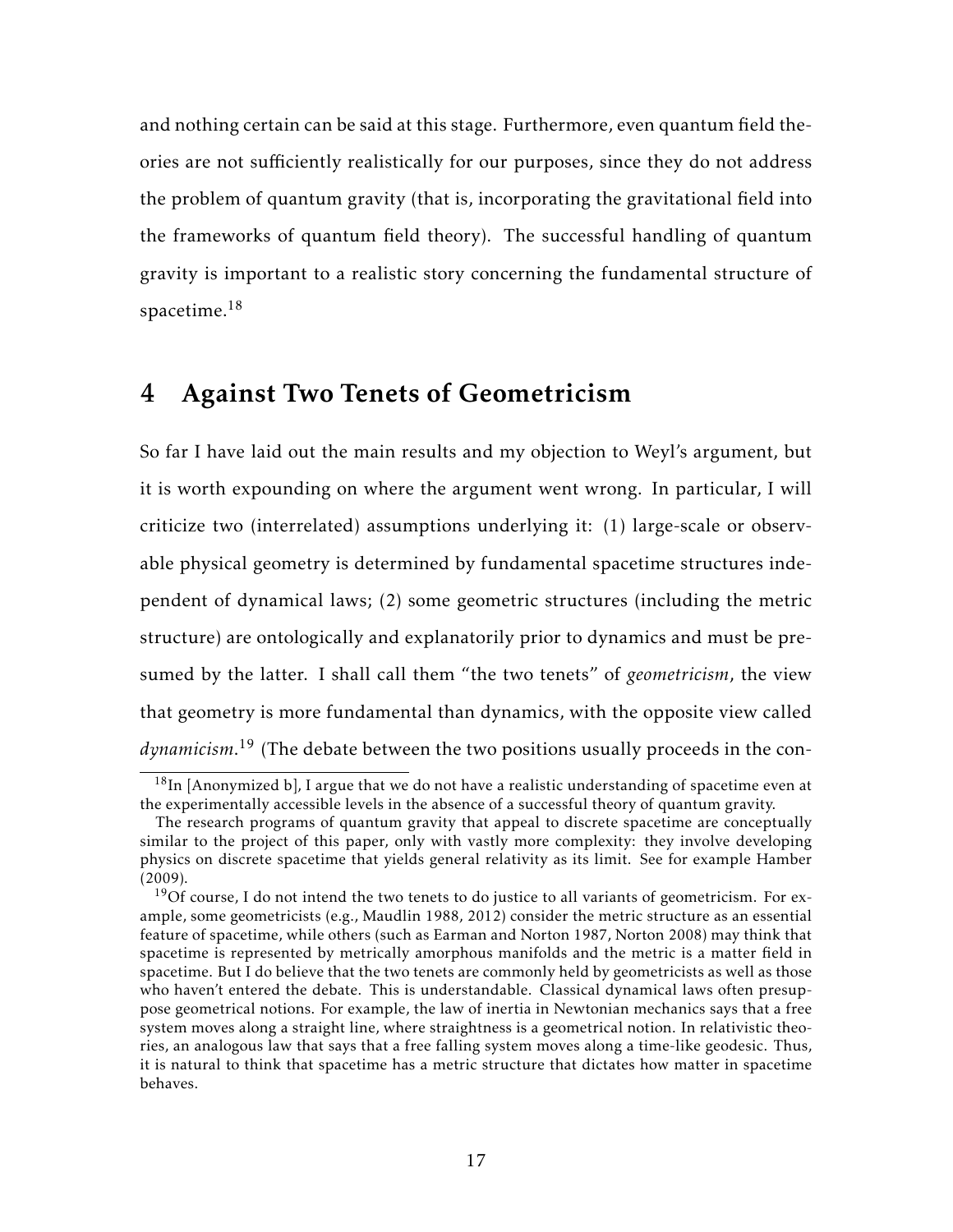and nothing certain can be said at this stage. Furthermore, even quantum field theories are not sufficiently realistically for our purposes, since they do not address the problem of quantum gravity (that is, incorporating the gravitational field into the frameworks of quantum field theory). The successful handling of quantum gravity is important to a realistic story concerning the fundamental structure of spacetime.[18]

## 4 Against Two Tenets of Geometricism

So far I have laid out the main results and my objection to Weyl's argument, but it is worth expounding on where the argument went wrong. In particular, I will criticize two (interrelated) assumptions underlying it: (1) large-scale or observable physical geometry is determined by fundamental spacetime structures independent of dynamical laws; (2) some geometric structures (including the metric structure) are ontologically and explanatorily prior to dynamics and must be presumed by the latter. I shall call them "the two tenets" of *geometricism*, the view that geometry is more fundamental than dynamics, with the opposite view called *dynamicism*.[19] (The debate between the two positions usually proceeds in the con-

[18] In [Anonymized b], I argue that we do not have a realistic understanding of spacetime even at the experimentally accessible levels in the absence of a successful theory of quantum gravity.

The research programs of quantum gravity that appeal to discrete spacetime are conceptually similar to the project of this paper, only with vastly more complexity: they involve developing physics on discrete spacetime that yields general relativity as its limit. See for example Hamber (2009).

[19] Of course, I do not intend the two tenets to do justice to all variants of geometricism. For example, some geometricists (e.g., Maudlin 1988, 2012) consider the metric structure as an essential feature of spacetime, while others (such as Earman and Norton 1987, Norton 2008) may think that spacetime is represented by metrically amorphous manifolds and the metric is a matter field in spacetime. But I do believe that the two tenets are commonly held by geometricists as well as those who haven't entered the debate. This is understandable. Classical dynamical laws often presuppose geometrical notions. For example, the law of inertia in Newtonian mechanics says that a free system moves along a straight line, where straightness is a geometrical notion. In relativistic theories, an analogous law that says that a free falling system moves along a time-like geodesic. Thus, it is natural to think that spacetime has a metric structure that dictates how matter in spacetime behaves.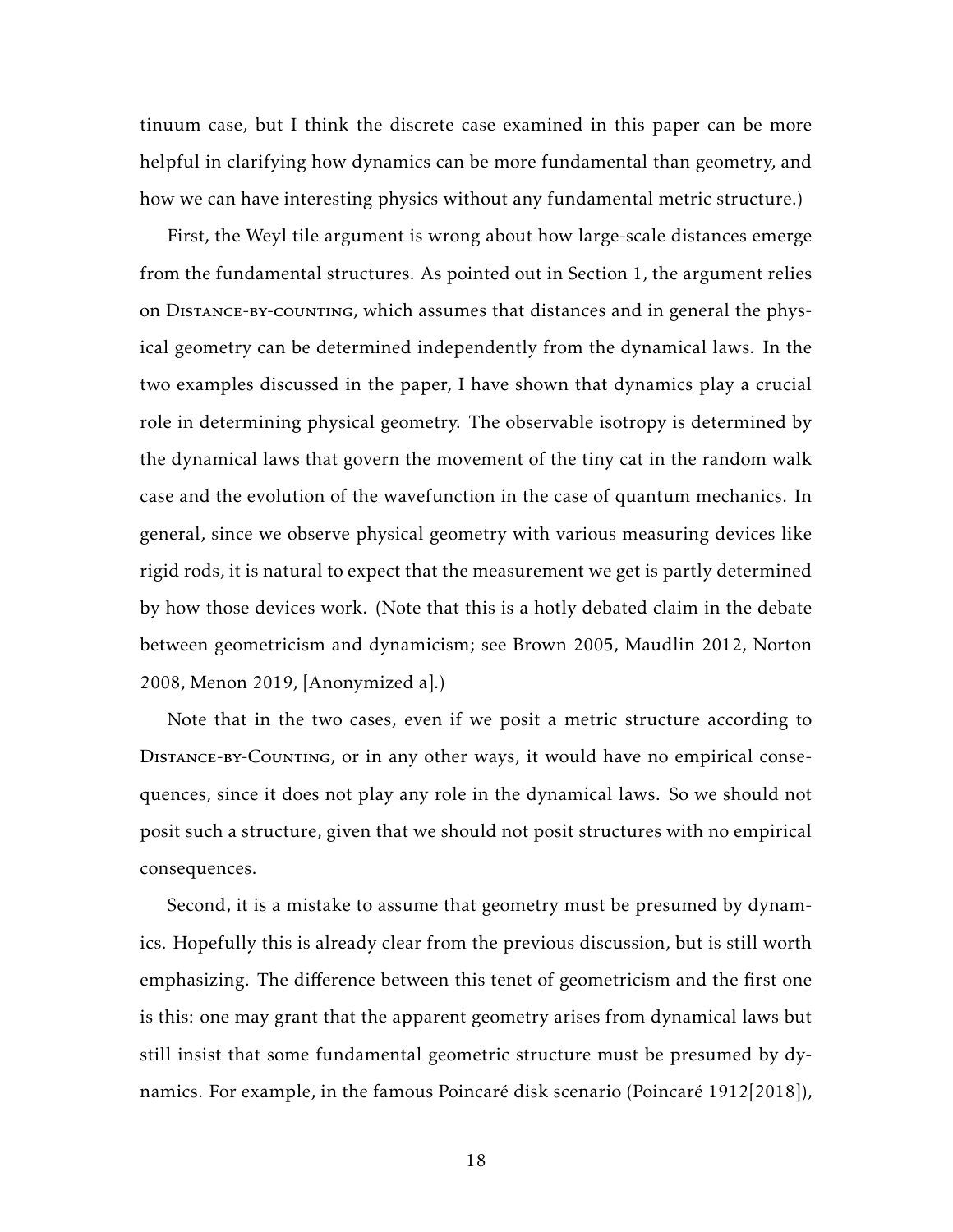tinuum case, but I think the discrete case examined in this paper can be more helpful in clarifying how dynamics can be more fundamental than geometry, and how we can have interesting physics without any fundamental metric structure.)

First, the Weyl tile argument is wrong about how large-scale distances emerge from the fundamental structures. As pointed out in Section 1, the argument relies on Distance-by-counting, which assumes that distances and in general the physical geometry can be determined independently from the dynamical laws. In the two examples discussed in the paper, I have shown that dynamics play a crucial role in determining physical geometry. The observable isotropy is determined by the dynamical laws that govern the movement of the tiny cat in the random walk case and the evolution of the wavefunction in the case of quantum mechanics. In general, since we observe physical geometry with various measuring devices like rigid rods, it is natural to expect that the measurement we get is partly determined by how those devices work. (Note that this is a hotly debated claim in the debate between geometricism and dynamicism; see Brown 2005, Maudlin 2012, Norton 2008, Menon 2019, [Anonymized a].)

Note that in the two cases, even if we posit a metric structure according to Distance-by-Counting, or in any other ways, it would have no empirical consequences, since it does not play any role in the dynamical laws. So we should not posit such a structure, given that we should not posit structures with no empirical consequences.

Second, it is a mistake to assume that geometry must be presumed by dynamics. Hopefully this is already clear from the previous discussion, but is still worth emphasizing. The difference between this tenet of geometricism and the first one is this: one may grant that the apparent geometry arises from dynamical laws but still insist that some fundamental geometric structure must be presumed by dynamics. For example, in the famous Poincaré disk scenario (Poincaré 1912[2018]),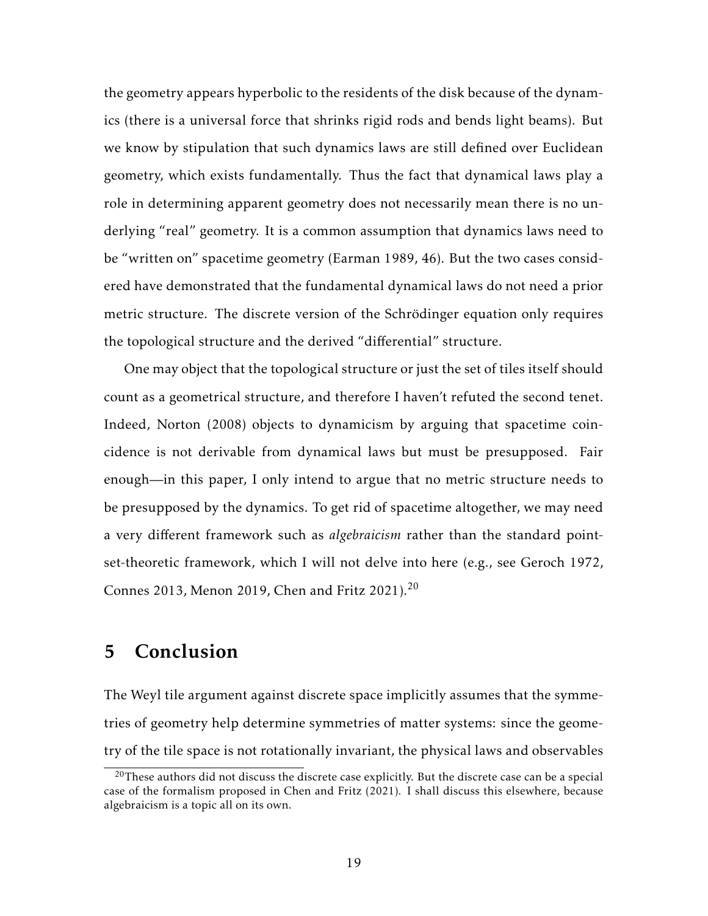the geometry appears hyperbolic to the residents of the disk because of the dynamics (there is a universal force that shrinks rigid rods and bends light beams). But we know by stipulation that such dynamics laws are still defined over Euclidean geometry, which exists fundamentally. Thus the fact that dynamical laws play a role in determining apparent geometry does not necessarily mean there is no underlying "real" geometry. It is a common assumption that dynamics laws need to be "written on" spacetime geometry (Earman 1989, 46). But the two cases considered have demonstrated that the fundamental dynamical laws do not need a prior metric structure. The discrete version of the Schrödinger equation only requires the topological structure and the derived "differential" structure.

One may object that the topological structure or just the set of tiles itself should count as a geometrical structure, and therefore I haven't refuted the second tenet. Indeed, Norton (2008) objects to dynamicism by arguing that spacetime coincidence is not derivable from dynamical laws but must be presupposed. Fair enough—in this paper, I only intend to argue that no metric structure needs to be presupposed by the dynamics. To get rid of spacetime altogether, we may need a very different framework such as *algebraicism* rather than the standard point-set-theoretic framework, which I will not delve into here (e.g., see Geroch 1972, Connes 2013, Menon 2019, Chen and Fritz 2021).[20]

# 5 Conclusion

The Weyl tile argument against discrete space implicitly assumes that the symmetries of geometry help determine symmetries of matter systems: since the geometry of the tile space is not rotationally invariant, the physical laws and observables

[20]These authors did not discuss the discrete case explicitly. But the discrete case can be a special case of the formalism proposed in Chen and Fritz (2021). I shall discuss this elsewhere, because algebraicism is a topic all on its own.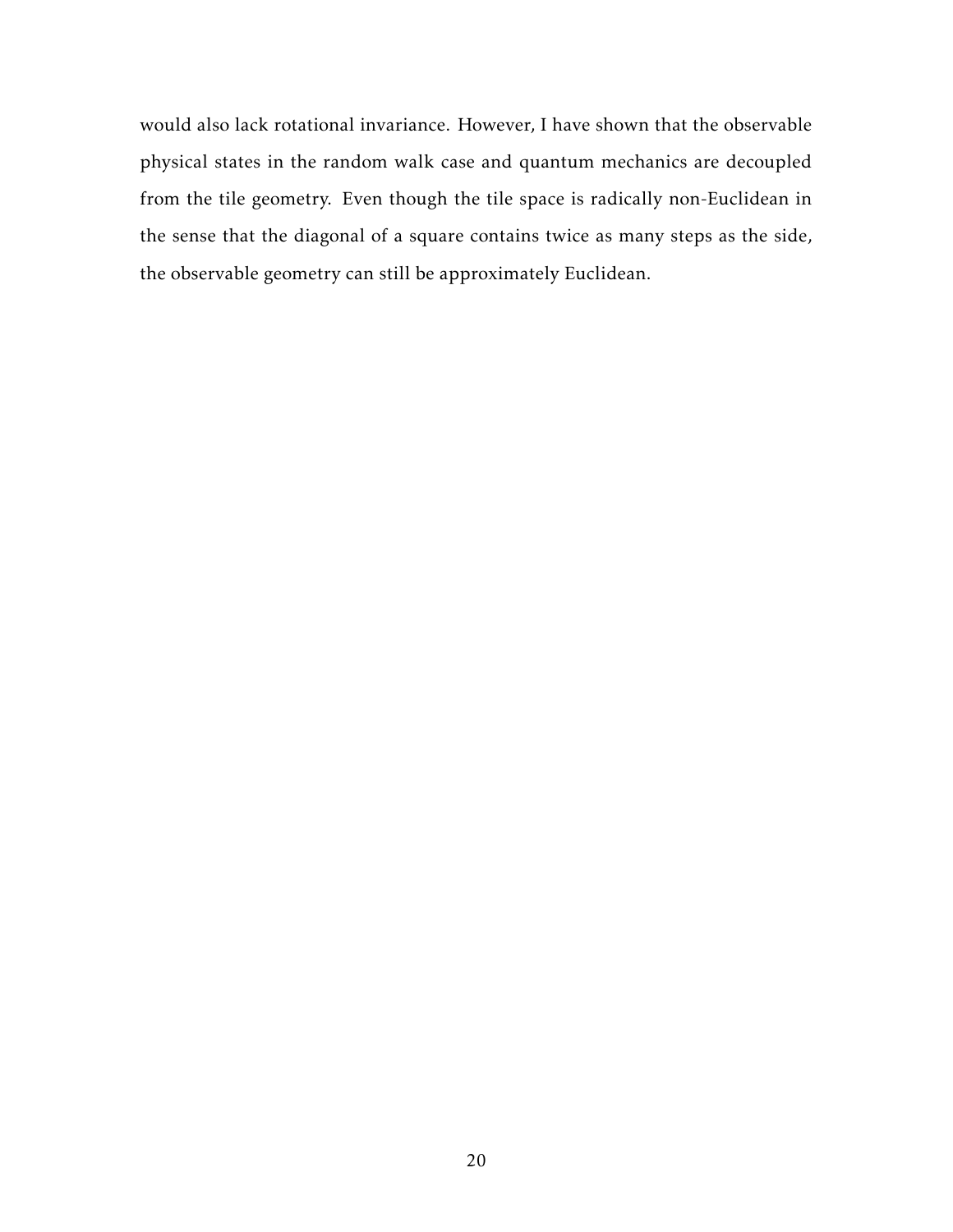would also lack rotational invariance. However, I have shown that the observable physical states in the random walk case and quantum mechanics are decoupled from the tile geometry. Even though the tile space is radically non-Euclidean in the sense that the diagonal of a square contains twice as many steps as the side, the observable geometry can still be approximately Euclidean.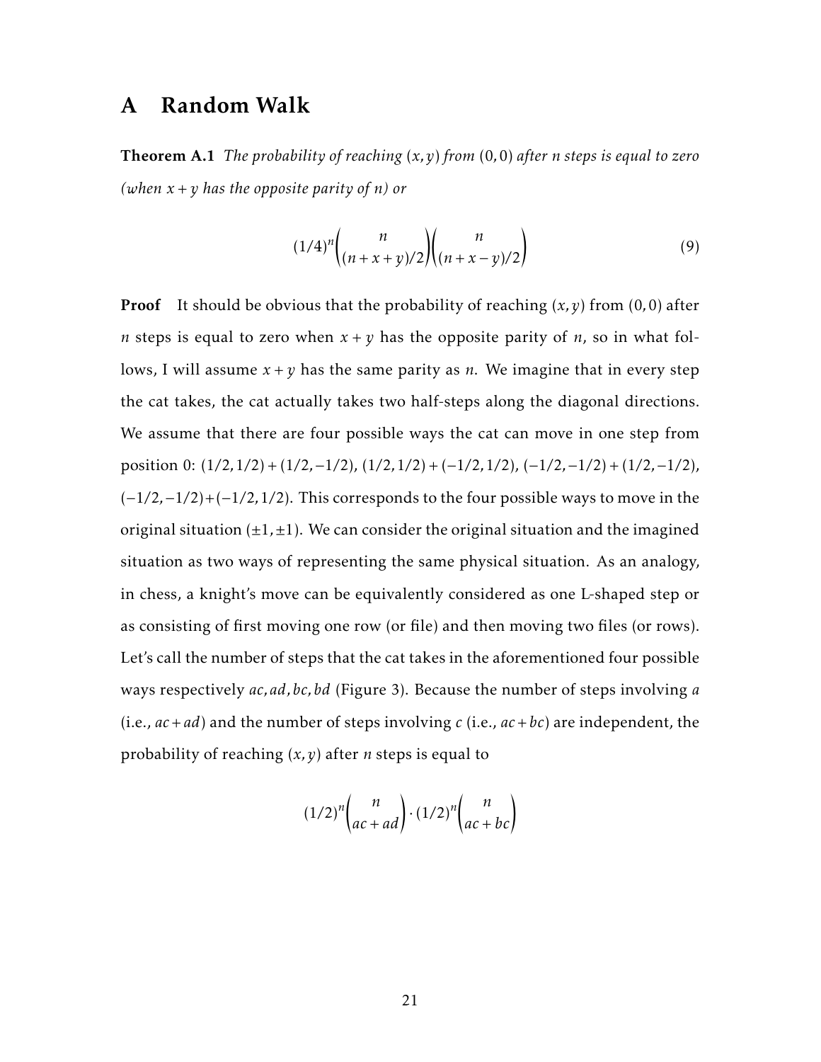# A Random Walk

**Theorem A.1** *The probability of reaching $(x, y)$ from $(0, 0)$ after $n$ steps is equal to zero (when $x + y$ has the opposite parity of $n$) or*

$$(1/4)^n \binom{n}{(n+x+y)/2} \binom{n}{(n+x-y)/2} \tag{9}$$

**Proof** It should be obvious that the probability of reaching $(x, y)$ from $(0, 0)$ after $n$ steps is equal to zero when $x + y$ has the opposite parity of $n$, so in what follows, I will assume $x + y$ has the same parity as $n$. We imagine that in every step the cat takes, the cat actually takes two half-steps along the diagonal directions. We assume that there are four possible ways the cat can move in one step from position 0: $(1/2, 1/2) + (1/2, -1/2)$, $(1/2, 1/2) + (-1/2, 1/2)$, $(-1/2, -1/2) + (1/2, -1/2)$, $(-1/2, -1/2) + (-1/2, 1/2)$. This corresponds to the four possible ways to move in the original situation $(\pm 1, \pm 1)$. We can consider the original situation and the imagined situation as two ways of representing the same physical situation. As an analogy, in chess, a knight's move can be equivalently considered as one L-shaped step or as consisting of first moving one row (or file) and then moving two files (or rows). Let's call the number of steps that the cat takes in the aforementioned four possible ways respectively $ac, ad, bc, bd$ (Figure 3). Because the number of steps involving $a$ (i.e., $ac + ad$) and the number of steps involving $c$ (i.e., $ac + bc$) are independent, the probability of reaching $(x, y)$ after $n$ steps is equal to

$$(1/2)^n \binom{n}{ac + ad} \cdot (1/2)^n \binom{n}{ac + bc}$$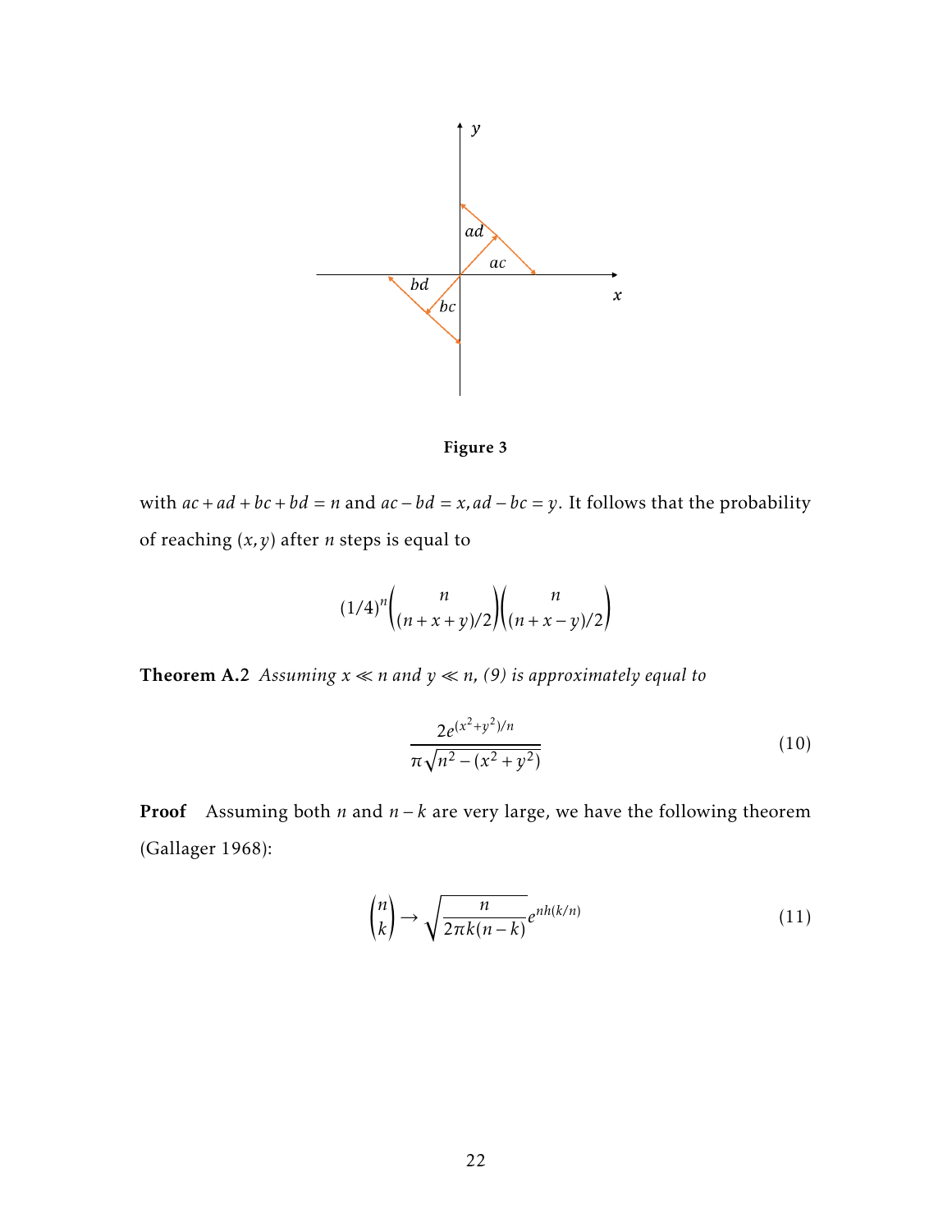Figure 3

with $ac + ad + bc + bd = n$ and $ac - bd = x, ad - bc = y$. It follows that the probability of reaching $(x, y)$ after $n$ steps is equal to

$$(1/4)^n \binom{n}{(n+x+y)/2} \binom{n}{(n+x-y)/2}$$

**Theorem A.2** *Assuming $x \ll n$ and $y \ll n$, (9) is approximately equal to*

$$\frac{2e^{(x^2+y^2)/n}}{\pi\sqrt{n^2-(x^2+y^2)}} \tag{10}$$

**Proof** Assuming both $n$ and $n-k$ are very large, we have the following theorem (Gallager 1968):

$$\binom{n}{k} \to \sqrt{\frac{n}{2\pi k(n-k)}} e^{nh(k/n)} \tag{11}$$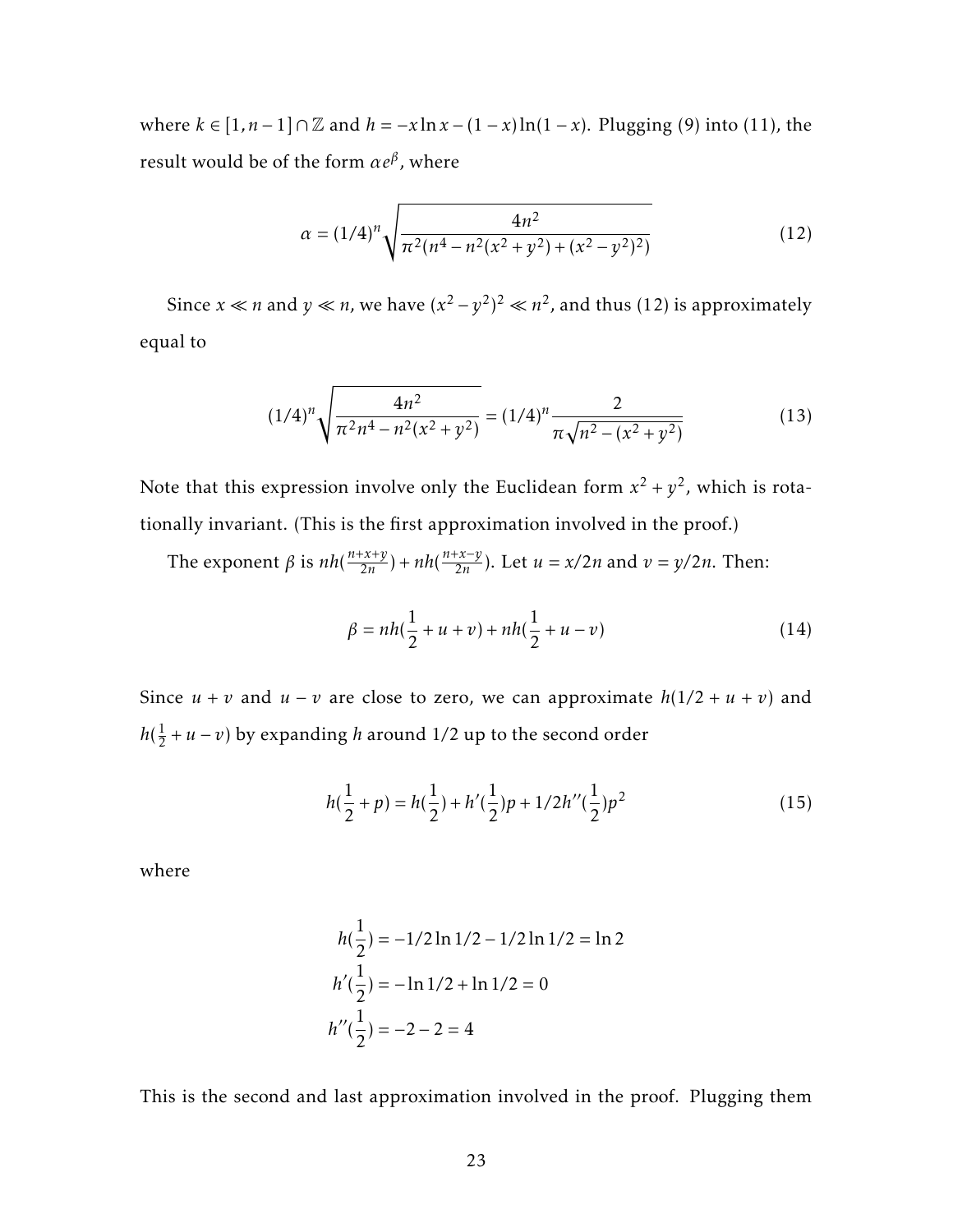where $k \in [1, n-1] \cap \mathbb{Z}$ and $h = -x \ln x - (1-x)\ln(1-x)$. Plugging (9) into (11), the result would be of the form $\alpha e^{\beta}$, where

$$\alpha = (1/4)^n \sqrt{\frac{4n^2}{\pi^2(n^4 - n^2(x^2+y^2) + (x^2-y^2)^2)}} \tag{12}$$

Since $x \ll n$ and $y \ll n$, we have $(x^2-y^2)^2 \ll n^2$, and thus (12) is approximately equal to

$$(1/4)^n \sqrt{\frac{4n^2}{\pi^2 n^4 - n^2(x^2+y^2)}} = (1/4)^n \frac{2}{\pi\sqrt{n^2 - (x^2+y^2)}} \tag{13}$$

Note that this expression involve only the Euclidean form $x^2+y^2$, which is rotationally invariant. (This is the first approximation involved in the proof.)

The exponent $\beta$ is $nh(\frac{n+x+y}{2n}) + nh(\frac{n+x-y}{2n})$. Let $u = x/2n$ and $v = y/2n$. Then:

$$\beta = nh(\frac{1}{2} + u + v) + nh(\frac{1}{2} + u - v) \tag{14}$$

Since $u+v$ and $u-v$ are close to zero, we can approximate $h(1/2+u+v)$ and $h(\frac{1}{2}+u-v)$ by expanding $h$ around $1/2$ up to the second order

$$h(\frac{1}{2}+p) = h(\frac{1}{2}) + h'(\frac{1}{2})p + 1/2h''(\frac{1}{2})p^2 \tag{15}$$

where

$$\begin{aligned}
h(\frac{1}{2}) &= -1/2\ln 1/2 - 1/2\ln 1/2 = \ln 2 \\
h'(\frac{1}{2}) &= -\ln 1/2 + \ln 1/2 = 0 \\
h''(\frac{1}{2}) &= -2 - 2 = 4
\end{aligned}$$

This is the second and last approximation involved in the proof. Plugging them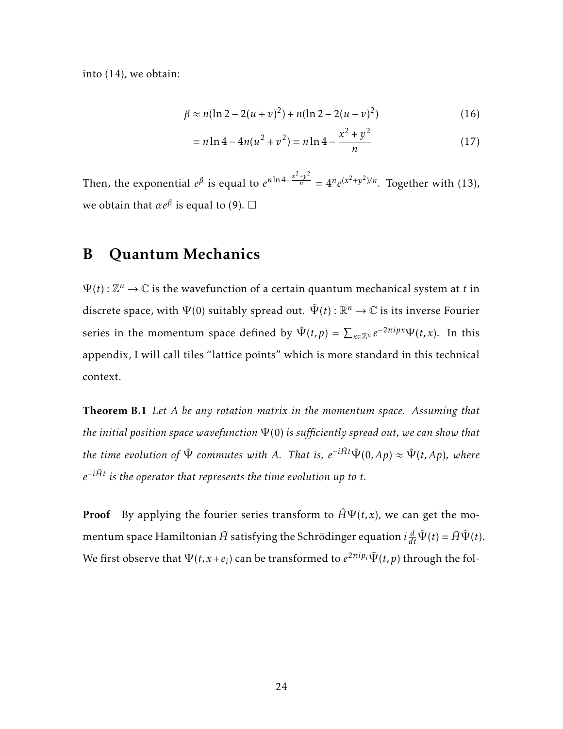into (14), we obtain:

$$\beta \approx n(\ln 2 - 2(u+v)^2) + n(\ln 2 - 2(u-v)^2) \tag{16}$$

$$= n\ln 4 - 4n(u^2+v^2) = n\ln 4 - \frac{x^2+y^2}{n} \tag{17}$$

Then, the exponential $e^\beta$ is equal to $e^{n\ln 4 - \frac{x^2+y^2}{n}} = 4^n e^{(x^2+y^2)/n}$. Together with (13), we obtain that $\alpha e^\beta$ is equal to (9). □

# B Quantum Mechanics

$\Psi(t): \mathbb{Z}^n \to \mathbb{C}$ is the wavefunction of a certain quantum mechanical system at $t$ in discrete space, with $\Psi(0)$ suitably spread out. $\tilde{\Psi}(t): \mathbb{R}^n \to \mathbb{C}$ is its inverse Fourier series in the momentum space defined by $\tilde{\Psi}(t,p) = \sum_{x\in\mathbb{Z}^n} e^{-2\pi i p x}\Psi(t,x)$. In this appendix, I will call tiles "lattice points" which is more standard in this technical context.

**Theorem B.1** *Let $A$ be any rotation matrix in the momentum space. Assuming that the initial position space wavefunction $\Psi(0)$ is sufficiently spread out, we can show that the time evolution of $\tilde{\Psi}$ commutes with $A$. That is, $e^{-i\tilde{H}t}\tilde{\Psi}(0,Ap) \approx \tilde{\Psi}(t,Ap)$, where $e^{-i\tilde{H}t}$ is the operator that represents the time evolution up to $t$.*

**Proof** By applying the fourier series transform to $\hat{H}\Psi(t,x)$, we can get the momentum space Hamiltonian $\tilde{H}$ satisfying the Schrödinger equation $i\frac{d}{dt}\tilde{\Psi}(t) = \tilde{H}\tilde{\Psi}(t)$. We first observe that $\Psi(t, x+e_i)$ can be transformed to $e^{2\pi i p_i}\tilde{\Psi}(t,p)$ through the fol-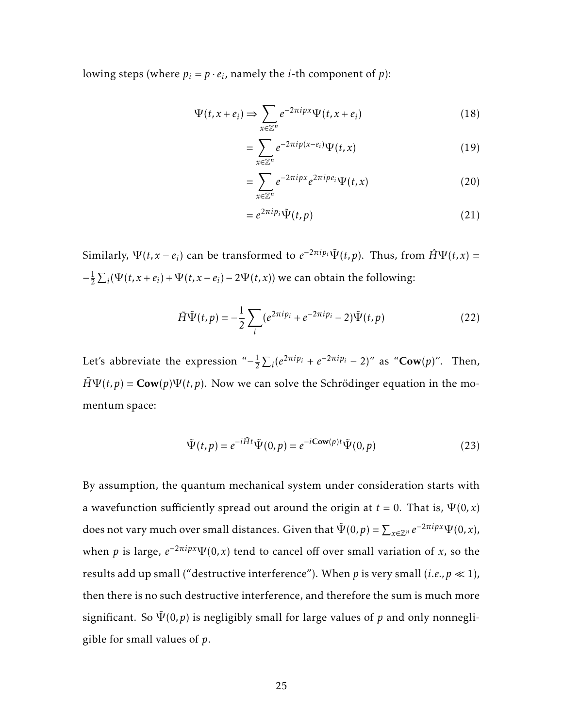lowing steps (where $p_i = p \cdot e_i$, namely the $i$-th component of $p$):

$$\Psi(t, x + e_i) \Rightarrow \sum_{x \in \mathbb{Z}^n} e^{-2\pi i p x} \Psi(t, x + e_i) \tag{18}$$

$$= \sum_{x \in \mathbb{Z}^n} e^{-2\pi i p (x - e_i)} \Psi(t, x) \tag{19}$$

$$= \sum_{x \in \mathbb{Z}^n} e^{-2\pi i p x} e^{2\pi i p e_i} \Psi(t, x) \tag{20}$$

$$= e^{2\pi i p_i} \tilde{\Psi}(t, p) \tag{21}$$

Similarly, $\Psi(t, x - e_i)$ can be transformed to $e^{-2\pi i p_i} \tilde{\Psi}(t, p)$. Thus, from $\hat{H}\Psi(t, x) = -\frac{1}{2}\sum_i (\Psi(t, x + e_i) + \Psi(t, x - e_i) - 2\Psi(t, x))$ we can obtain the following:

$$\tilde{H}\tilde{\Psi}(t, p) = -\frac{1}{2}\sum_i (e^{2\pi i p_i} + e^{-2\pi i p_i} - 2)\tilde{\Psi}(t, p) \tag{22}$$

Let's abbreviate the expression "$-\frac{1}{2}\sum_i (e^{2\pi i p_i} + e^{-2\pi i p_i} - 2)$" as "$\mathbf{Cow}(p)$". Then, $\tilde{H}\Psi(t, p) = \mathbf{Cow}(p)\Psi(t, p)$. Now we can solve the Schrödinger equation in the momentum space:

$$\tilde{\Psi}(t, p) = e^{-i\tilde{H}t}\tilde{\Psi}(0, p) = e^{-i\mathbf{Cow}(p)t}\tilde{\Psi}(0, p) \tag{23}$$

By assumption, the quantum mechanical system under consideration starts with a wavefunction sufficiently spread out around the origin at $t = 0$. That is, $\Psi(0, x)$ does not vary much over small distances. Given that $\tilde{\Psi}(0, p) = \sum_{x \in \mathbb{Z}^n} e^{-2\pi i p x}\Psi(0, x)$, when $p$ is large, $e^{-2\pi i p x}\Psi(0, x)$ tend to cancel off over small variation of $x$, so the results add up small ("destructive interference"). When $p$ is very small (*i.e.*, $p \ll 1$), then there is no such destructive interference, and therefore the sum is much more significant. So $\tilde{\Psi}(0, p)$ is negligibly small for large values of $p$ and only nonnegligible for small values of $p$.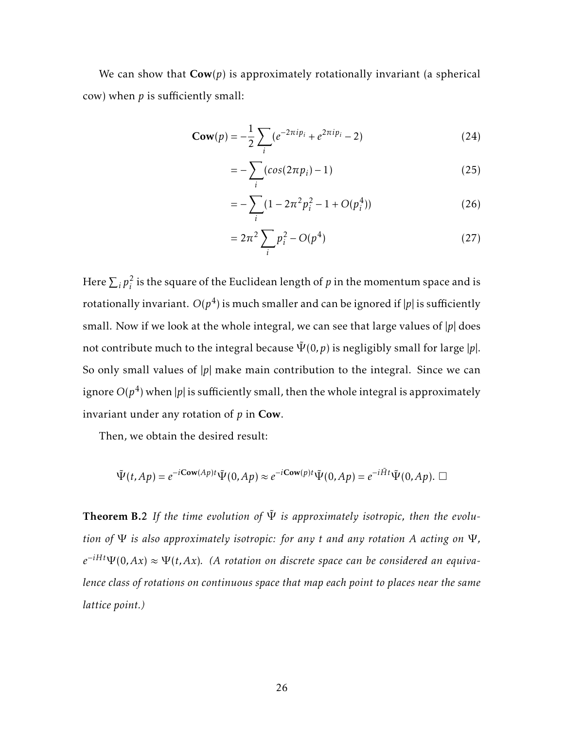We can show that $\mathbf{Cow}(p)$ is approximately rotationally invariant (a spherical cow) when $p$ is sufficiently small:

$$\mathbf{Cow}(p) = -\frac{1}{2}\sum_i (e^{-2\pi i p_i} + e^{2\pi i p_i} - 2) \tag{24}$$

$$= -\sum_i (cos(2\pi p_i) - 1) \tag{25}$$

$$= -\sum_i (1 - 2\pi^2 p_i^2 - 1 + O(p_i^4)) \tag{26}$$

$$= 2\pi^2 \sum_i p_i^2 - O(p^4) \tag{27}$$

Here $\sum_i p_i^2$ is the square of the Euclidean length of $p$ in the momentum space and is rotationally invariant. $O(p^4)$ is much smaller and can be ignored if $|p|$ is sufficiently small. Now if we look at the whole integral, we can see that large values of $|p|$ does not contribute much to the integral because $\tilde{\Psi}(0, p)$ is negligibly small for large $|p|$. So only small values of $|p|$ make main contribution to the integral. Since we can ignore $O(p^4)$ when $|p|$ is sufficiently small, then the whole integral is approximately invariant under any rotation of $p$ in $\mathbf{Cow}$.

Then, we obtain the desired result:

$$\tilde{\Psi}(t, Ap) = e^{-i\mathbf{Cow}(Ap)t}\tilde{\Psi}(0, Ap) \approx e^{-i\mathbf{Cow}(p)t}\tilde{\Psi}(0, Ap) = e^{-i\tilde{H}t}\tilde{\Psi}(0, Ap). \ \square$$

**Theorem B.2** *If the time evolution of $\tilde{\Psi}$ is approximately isotropic, then the evolution of $\Psi$ is also approximately isotropic: for any $t$ and any rotation $A$ acting on $\Psi$, $e^{-iHt}\Psi(0, Ax) \approx \Psi(t, Ax)$. (A rotation on discrete space can be considered an equivalence class of rotations on continuous space that map each point to places near the same lattice point.)*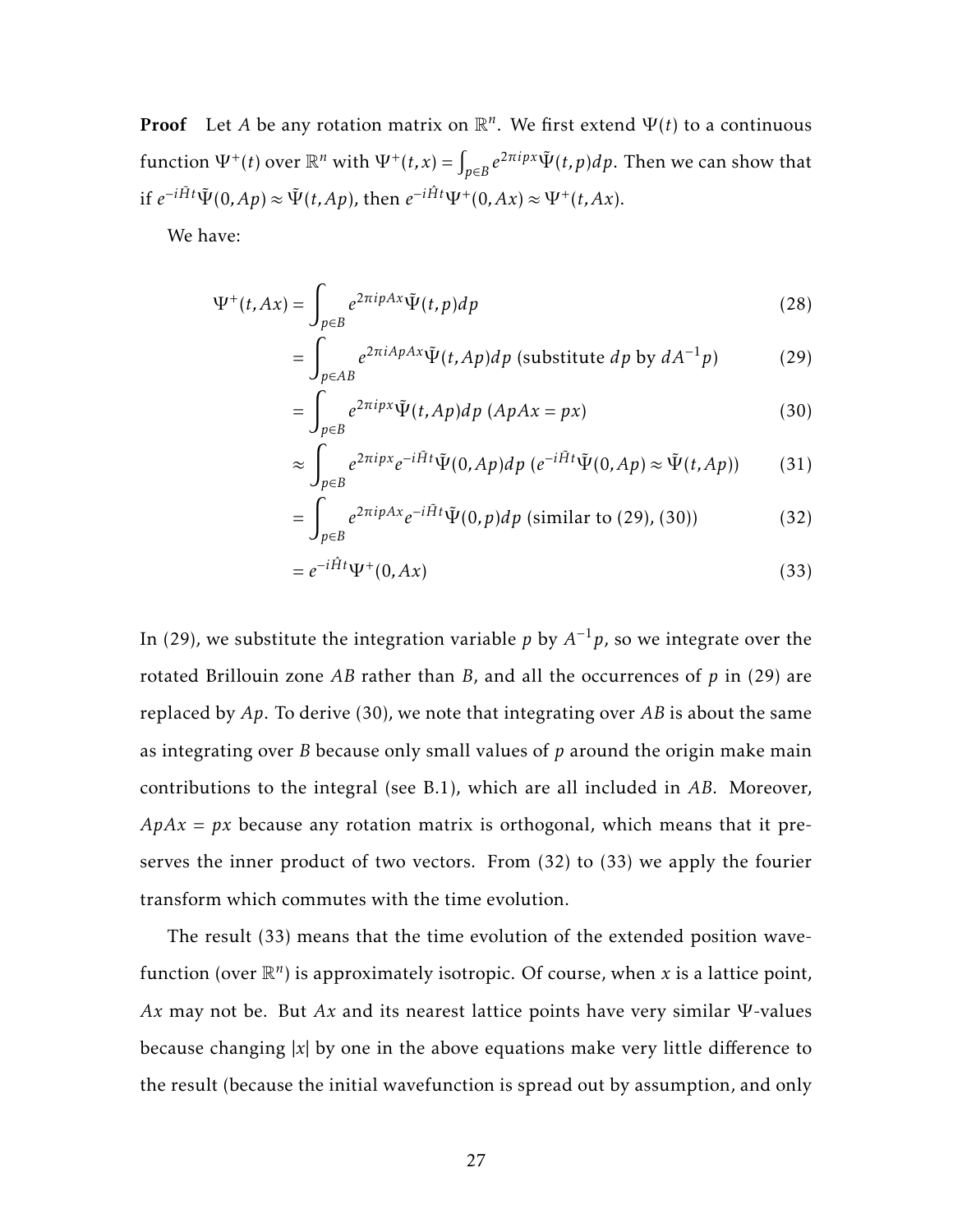**Proof** Let $A$ be any rotation matrix on $\mathbb{R}^n$. We first extend $\Psi(t)$ to a continuous function $\Psi^+(t)$ over $\mathbb{R}^n$ with $\Psi^+(t,x) = \int_{p\in B} e^{2\pi i p x}\tilde{\Psi}(t,p)dp$. Then we can show that if $e^{-i\tilde{H}t}\tilde{\Psi}(0,Ap) \approx \tilde{\Psi}(t,Ap)$, then $e^{-i\hat{H}t}\Psi^+(0,Ax) \approx \Psi^+(t,Ax)$.

We have:

$$
\begin{aligned}
\Psi^+(t,Ax) &= \int_{p\in B} e^{2\pi i p A x}\tilde{\Psi}(t,p)dp & (28)\\
&= \int_{p\in AB} e^{2\pi i ApAx}\tilde{\Psi}(t,Ap)dp \text{ (substitute } dp \text{ by } dA^{-1}p) & (29)\\
&= \int_{p\in B} e^{2\pi i p x}\tilde{\Psi}(t,Ap)dp \ (ApAx = px) & (30)\\
&\approx \int_{p\in B} e^{2\pi i p x} e^{-i\tilde{H}t}\tilde{\Psi}(0,Ap)dp \ (e^{-i\tilde{H}t}\tilde{\Psi}(0,Ap) \approx \tilde{\Psi}(t,Ap)) & (31)\\
&= \int_{p\in B} e^{2\pi i p A x} e^{-i\tilde{H}t}\tilde{\Psi}(0,p)dp \text{ (similar to (29), (30))} & (32)\\
&= e^{-i\hat{H}t}\Psi^+(0,Ax) & (33)
\end{aligned}
$$

In (29), we substitute the integration variable $p$ by $A^{-1}p$, so we integrate over the rotated Brillouin zone $AB$ rather than $B$, and all the occurrences of $p$ in (29) are replaced by $Ap$. To derive (30), we note that integrating over $AB$ is about the same as integrating over $B$ because only small values of $p$ around the origin make main contributions to the integral (see B.1), which are all included in $AB$. Moreover, $ApAx = px$ because any rotation matrix is orthogonal, which means that it preserves the inner product of two vectors. From (32) to (33) we apply the fourier transform which commutes with the time evolution.

The result (33) means that the time evolution of the extended position wavefunction (over $\mathbb{R}^n$) is approximately isotropic. Of course, when $x$ is a lattice point, $Ax$ may not be. But $Ax$ and its nearest lattice points have very similar $\Psi$-values because changing $|x|$ by one in the above equations make very little difference to the result (because the initial wavefunction is spread out by assumption, and only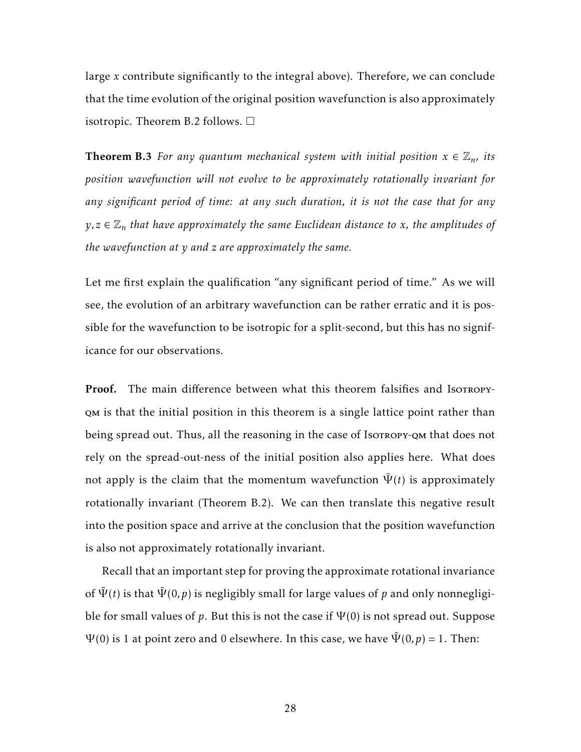large $x$ contribute significantly to the integral above). Therefore, we can conclude that the time evolution of the original position wavefunction is also approximately isotropic. Theorem B.2 follows. □

**Theorem B.3** *For any quantum mechanical system with initial position $x \in \mathbb{Z}_n$, its position wavefunction will not evolve to be approximately rotationally invariant for any significant period of time: at any such duration, it is not the case that for any $y, z \in \mathbb{Z}_n$ that have approximately the same Euclidean distance to $x$, the amplitudes of the wavefunction at $y$ and $z$ are approximately the same.*

Let me first explain the qualification "any significant period of time." As we will see, the evolution of an arbitrary wavefunction can be rather erratic and it is possible for the wavefunction to be isotropic for a split-second, but this has no significance for our observations.

**Proof.** The main difference between what this theorem falsifies and Isotropy-QM is that the initial position in this theorem is a single lattice point rather than being spread out. Thus, all the reasoning in the case of Isotropy-QM that does not rely on the spread-out-ness of the initial position also applies here. What does not apply is the claim that the momentum wavefunction $\tilde{\Psi}(t)$ is approximately rotationally invariant (Theorem B.2). We can then translate this negative result into the position space and arrive at the conclusion that the position wavefunction is also not approximately rotationally invariant.

Recall that an important step for proving the approximate rotational invariance of $\tilde{\Psi}(t)$ is that $\tilde{\Psi}(0, p)$ is negligibly small for large values of $p$ and only nonnegligible for small values of $p$. But this is not the case if $\Psi(0)$ is not spread out. Suppose $\Psi(0)$ is 1 at point zero and 0 elsewhere. In this case, we have $\tilde{\Psi}(0, p) = 1$. Then: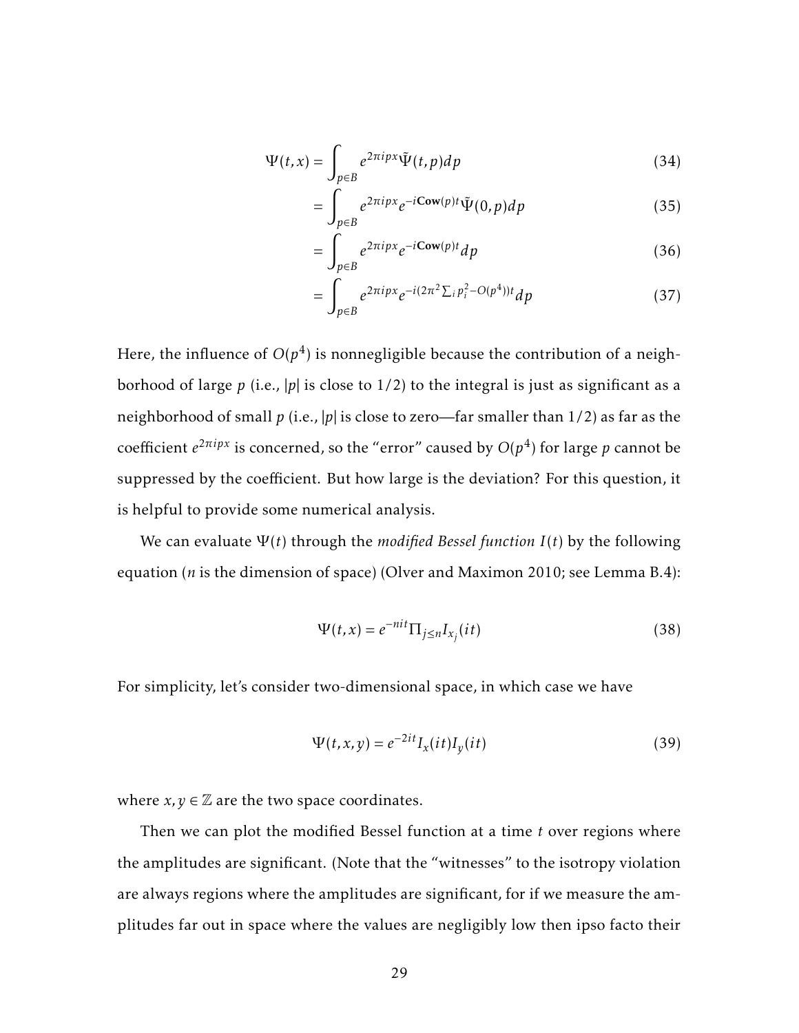$$\Psi(t,x) = \int_{p\in B} e^{2\pi i p x}\tilde{\Psi}(t,p)dp \tag{34}$$

$$= \int_{p\in B} e^{2\pi i p x} e^{-i\mathbf{Cow}(p)t}\tilde{\Psi}(0,p)dp \tag{35}$$

$$= \int_{p\in B} e^{2\pi i p x} e^{-i\mathbf{Cow}(p)t}dp \tag{36}$$

$$= \int_{p\in B} e^{2\pi i p x} e^{-i(2\pi^2\sum_i p_i^2 - O(p^4))t}dp \tag{37}$$

Here, the influence of $O(p^4)$ is nonnegligible because the contribution of a neighborhood of large $p$ (i.e., $|p|$ is close to $1/2$) to the integral is just as significant as a neighborhood of small $p$ (i.e., $|p|$ is close to zero—far smaller than $1/2$) as far as the coefficient $e^{2\pi i p x}$ is concerned, so the "error" caused by $O(p^4)$ for large $p$ cannot be suppressed by the coefficient. But how large is the deviation? For this question, it is helpful to provide some numerical analysis.

We can evaluate $\Psi(t)$ through the *modified Bessel function* $I(t)$ by the following equation ($n$ is the dimension of space) (Olver and Maximon 2010; see Lemma B.4):

$$\Psi(t,x) = e^{-nit}\Pi_{j\leq n} I_{x_j}(it) \tag{38}$$

For simplicity, let's consider two-dimensional space, in which case we have

$$\Psi(t,x,y) = e^{-2it} I_x(it) I_y(it) \tag{39}$$

where $x, y \in \mathbb{Z}$ are the two space coordinates.

Then we can plot the modified Bessel function at a time $t$ over regions where the amplitudes are significant. (Note that the "witnesses" to the isotropy violation are always regions where the amplitudes are significant, for if we measure the amplitudes far out in space where the values are negligibly low then ipso facto their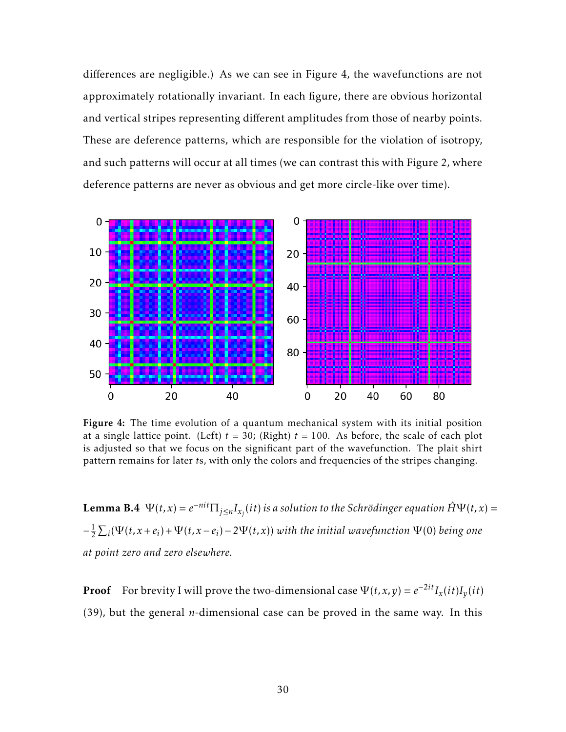differences are negligible.) As we can see in Figure 4, the wavefunctions are not approximately rotationally invariant. In each figure, there are obvious horizontal and vertical stripes representing different amplitudes from those of nearby points. These are deference patterns, which are responsible for the violation of isotropy, and such patterns will occur at all times (we can contrast this with Figure 2, where deference patterns are never as obvious and get more circle-like over time).

**Figure 4:** The time evolution of a quantum mechanical system with its initial position at a single lattice point. (Left) $t = 30$; (Right) $t = 100$. As before, the scale of each plot is adjusted so that we focus on the significant part of the wavefunction. The plait shirt pattern remains for later $t$s, with only the colors and frequencies of the stripes changing.

**Lemma B.4** *$\Psi(t,x) = e^{-nit}\Pi_{j\leq n} I_{x_j}(it)$ is a solution to the Schrödinger equation $\hat{H}\Psi(t,x) = -\frac{1}{2}\sum_i(\Psi(t,x+e_i)+\Psi(t,x-e_i)-2\Psi(t,x))$ with the initial wavefunction $\Psi(0)$ being one at point zero and zero elsewhere.*

**Proof** For brevity I will prove the two-dimensional case $\Psi(t,x,y) = e^{-2it}I_x(it)I_y(it)$ (39), but the general $n$-dimensional case can be proved in the same way. In this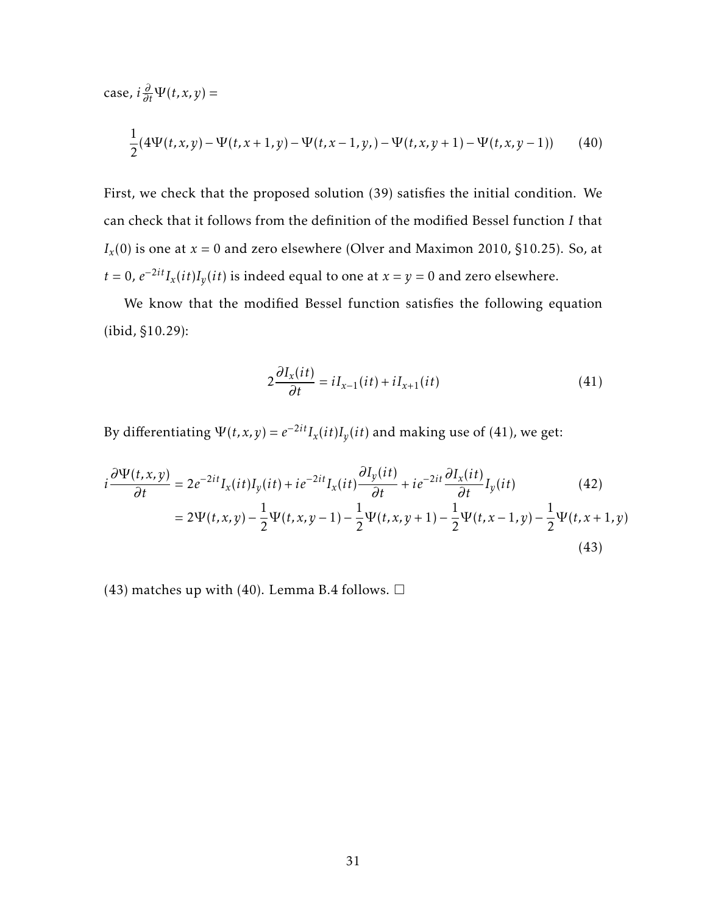case, $i\frac{\partial}{\partial t}\Psi(t,x,y) =$

$$\frac{1}{2}(4\Psi(t,x,y) - \Psi(t,x+1,y) - \Psi(t,x-1,y,) - \Psi(t,x,y+1) - \Psi(t,x,y-1)) \tag{40}$$

First, we check that the proposed solution (39) satisfies the initial condition. We can check that it follows from the definition of the modified Bessel function $I$ that $I_x(0)$ is one at $x = 0$ and zero elsewhere (Olver and Maximon 2010, §10.25). So, at $t = 0$, $e^{-2it}I_x(it)I_y(it)$ is indeed equal to one at $x = y = 0$ and zero elsewhere.

We know that the modified Bessel function satisfies the following equation (ibid, §10.29):

$$2\frac{\partial I_x(it)}{\partial t} = iI_{x-1}(it) + iI_{x+1}(it) \tag{41}$$

By differentiating $\Psi(t,x,y) = e^{-2it}I_x(it)I_y(it)$ and making use of (41), we get:

$$i\frac{\partial \Psi(t,x,y)}{\partial t} = 2e^{-2it}I_x(it)I_y(it) + ie^{-2it}I_x(it)\frac{\partial I_y(it)}{\partial t} + ie^{-2it}\frac{\partial I_x(it)}{\partial t}I_y(it) \tag{42}$$

$$= 2\Psi(t,x,y) - \frac{1}{2}\Psi(t,x,y-1) - \frac{1}{2}\Psi(t,x,y+1) - \frac{1}{2}\Psi(t,x-1,y) - \frac{1}{2}\Psi(t,x+1,y) \tag{43}$$

(43) matches up with (40). Lemma B.4 follows. □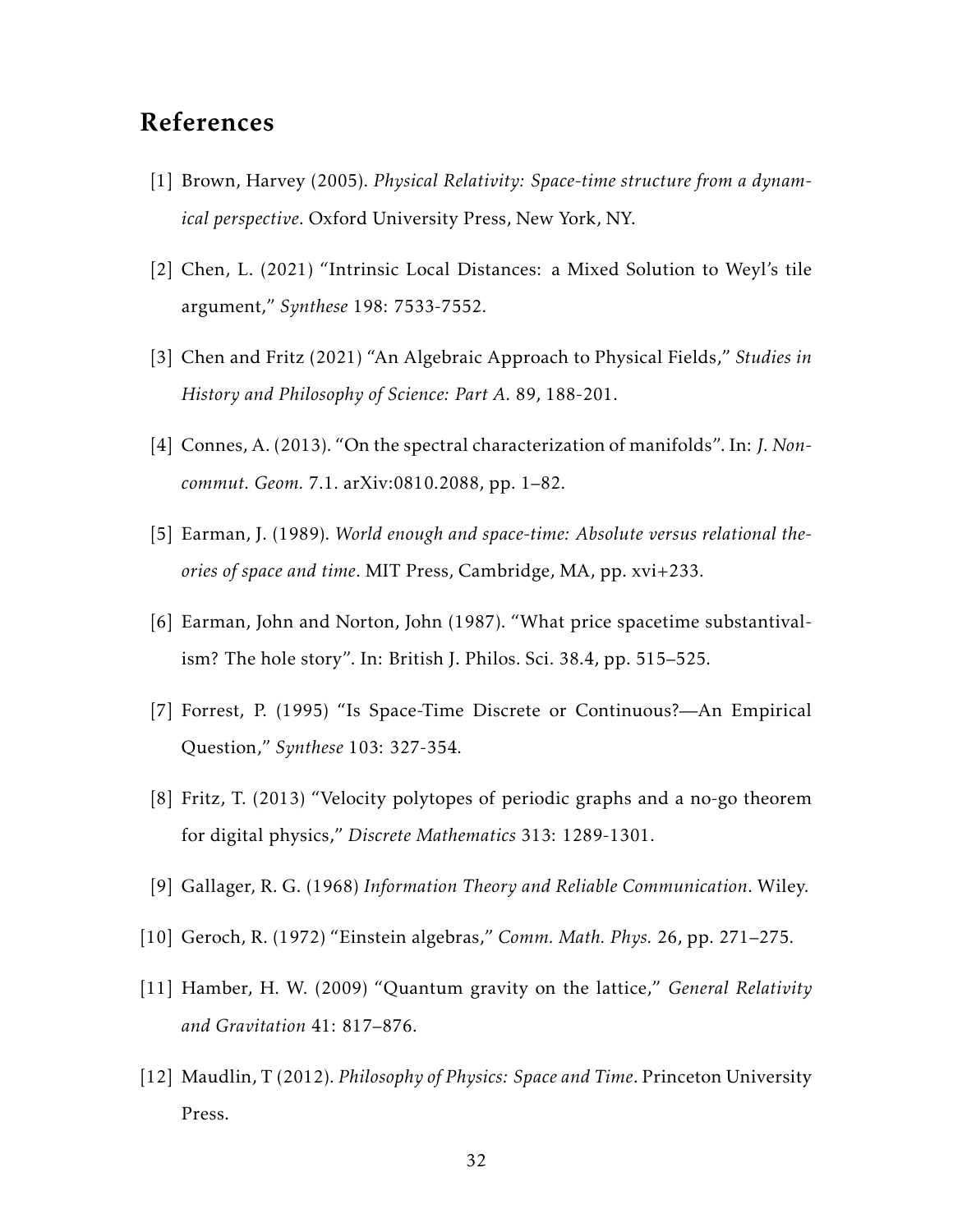## References

[1] Brown, Harvey (2005). *Physical Relativity: Space-time structure from a dynamical perspective*. Oxford University Press, New York, NY.

[2] Chen, L. (2021) "Intrinsic Local Distances: a Mixed Solution to Weyl's tile argument," *Synthese* 198: 7533-7552.

[3] Chen and Fritz (2021) "An Algebraic Approach to Physical Fields," *Studies in History and Philosophy of Science: Part A*. 89, 188-201.

[4] Connes, A. (2013). "On the spectral characterization of manifolds". In: *J. Noncommut. Geom.* 7.1. arXiv:0810.2088, pp. 1–82.

[5] Earman, J. (1989). *World enough and space-time: Absolute versus relational theories of space and time*. MIT Press, Cambridge, MA, pp. xvi+233.

[6] Earman, John and Norton, John (1987). "What price spacetime substantivalism? The hole story". In: British J. Philos. Sci. 38.4, pp. 515–525.

[7] Forrest, P. (1995) "Is Space-Time Discrete or Continuous?—An Empirical Question," *Synthese* 103: 327-354.

[8] Fritz, T. (2013) "Velocity polytopes of periodic graphs and a no-go theorem for digital physics," *Discrete Mathematics* 313: 1289-1301.

[9] Gallager, R. G. (1968) *Information Theory and Reliable Communication*. Wiley.

[10] Geroch, R. (1972) "Einstein algebras," *Comm. Math. Phys.* 26, pp. 271–275.

[11] Hamber, H. W. (2009) "Quantum gravity on the lattice," *General Relativity and Gravitation* 41: 817–876.

[12] Maudlin, T (2012). *Philosophy of Physics: Space and Time*. Princeton University Press.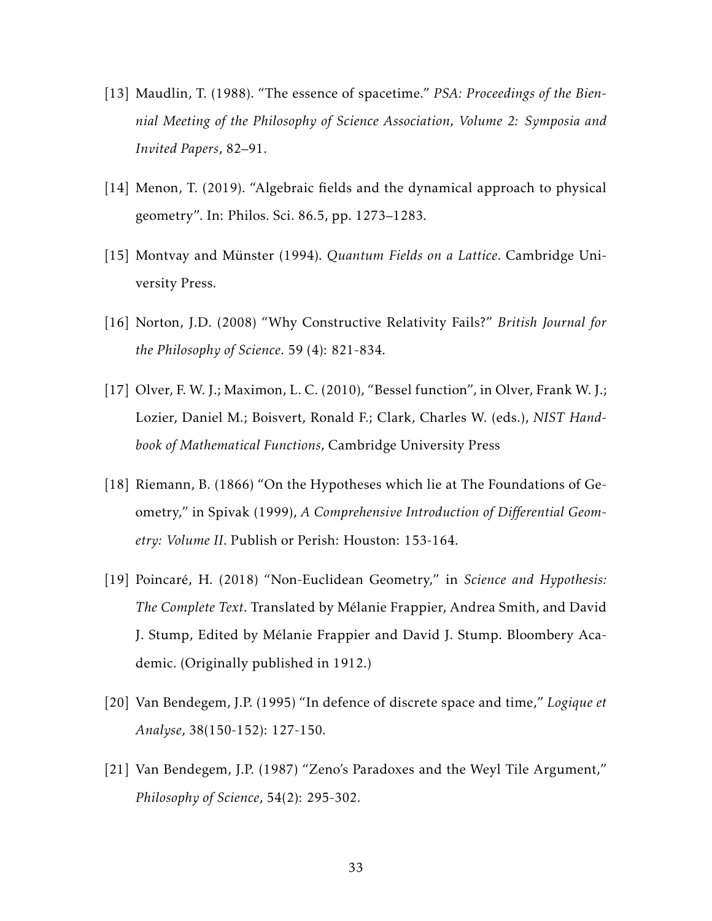[13] Maudlin, T. (1988). "The essence of spacetime." *PSA: Proceedings of the Biennial Meeting of the Philosophy of Science Association*, *Volume 2: Symposia and Invited Papers*, 82–91.

[14] Menon, T. (2019). "Algebraic fields and the dynamical approach to physical geometry". In: Philos. Sci. 86.5, pp. 1273–1283.

[15] Montvay and Münster (1994). *Quantum Fields on a Lattice*. Cambridge University Press.

[16] Norton, J.D. (2008) "Why Constructive Relativity Fails?" *British Journal for the Philosophy of Science*. 59 (4): 821-834.

[17] Olver, F. W. J.; Maximon, L. C. (2010), "Bessel function", in Olver, Frank W. J.; Lozier, Daniel M.; Boisvert, Ronald F.; Clark, Charles W. (eds.), *NIST Handbook of Mathematical Functions*, Cambridge University Press

[18] Riemann, B. (1866) "On the Hypotheses which lie at The Foundations of Geometry," in Spivak (1999), *A Comprehensive Introduction of Differential Geometry: Volume II*. Publish or Perish: Houston: 153-164.

[19] Poincaré, H. (2018) "Non-Euclidean Geometry," in *Science and Hypothesis: The Complete Text*. Translated by Mélanie Frappier, Andrea Smith, and David J. Stump, Edited by Mélanie Frappier and David J. Stump. Bloombery Academic. (Originally published in 1912.)

[20] Van Bendegem, J.P. (1995) "In defence of discrete space and time," *Logique et Analyse*, 38(150-152): 127-150.

[21] Van Bendegem, J.P. (1987) "Zeno's Paradoxes and the Weyl Tile Argument," *Philosophy of Science*, 54(2): 295-302.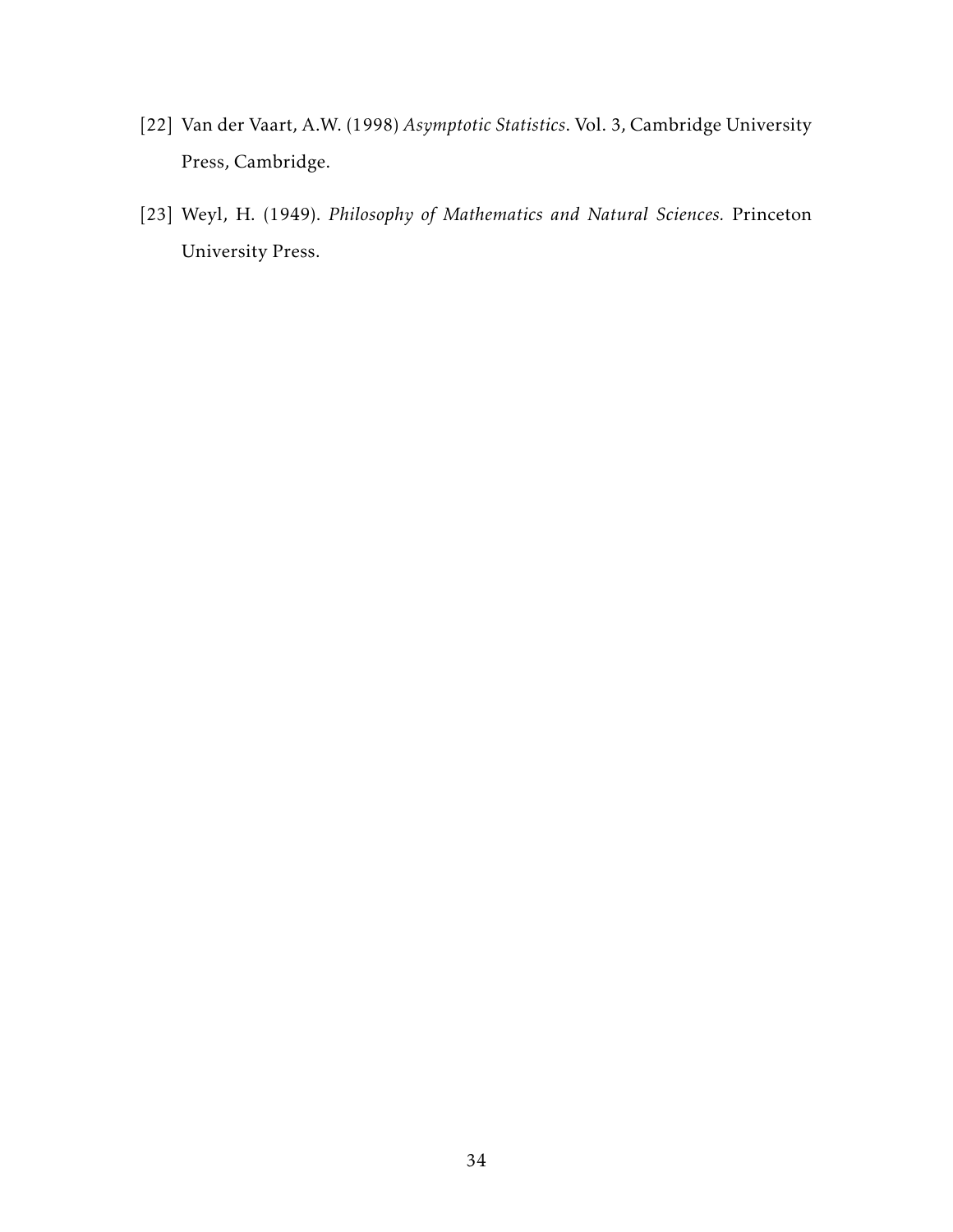[22] Van der Vaart, A.W. (1998) *Asymptotic Statistics*. Vol. 3, Cambridge University Press, Cambridge.

[23] Weyl, H. (1949). *Philosophy of Mathematics and Natural Sciences.* Princeton University Press.